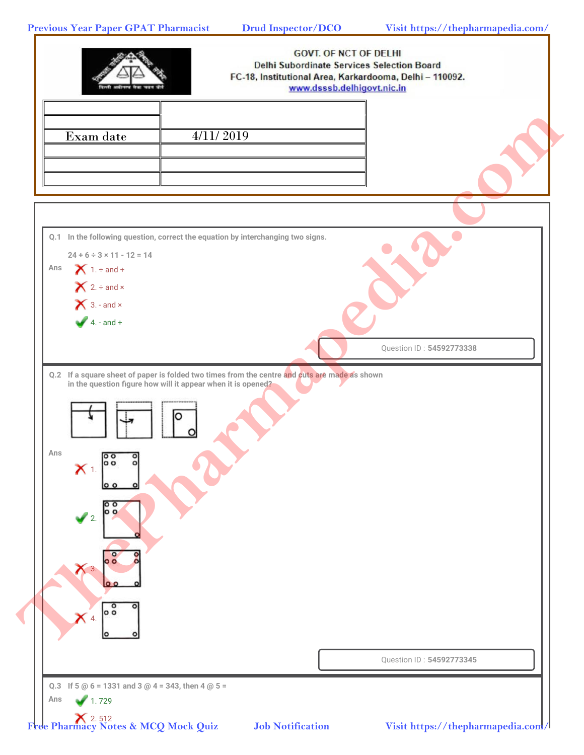GOVT. OF NCT OF DELHI
Delhi Subordinate Services Selection Board
FC-18, Institutional Area, Karkardooma, Delhi – 110092.
www.dsssb.delhigovt.nic.in

| | |
|---|---|
| | |
| | |
| Exam date | 4/11/ 2019 |
| | |
| | |
| | |

**Q.1** In the following question, correct the equation by interchanging two signs.

24 + 6 ÷ 3 × 11 - 12 = 14

Ans
1. ÷ and + ✗
2. ÷ and × ✗
3. - and × ✗
4. - and + ✓

Question ID : 54592773338

**Q.2** If a square sheet of paper is folded two times from the centre and cuts are made as shown in the question figure how will it appear when it is opened?

Ans
1. ✗
2. ✓
3. ✗
4. ✗

Question ID : 54592773345

**Q.3** If 5 @ 6 = 1331 and 3 @ 4 = 343, then 4 @ 5 =

Ans
1. 729 ✓
2. 512 ✗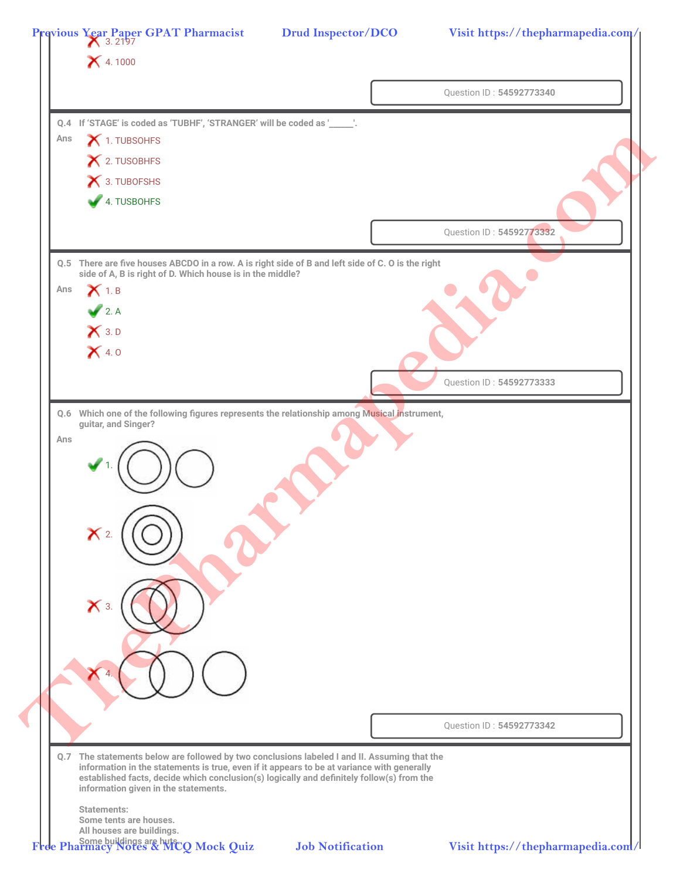3. 2197

4. 1000

Question ID : 54592773340

**Q.4** If 'STAGE' is coded as 'TUBHF', 'STRANGER' will be coded as '_____'.

Ans

1. TUBSOHFS

2. TUSOBHFS

3. TUBOFSHS

4. TUSBOHFS ✔

Question ID : 54592773332

**Q.5** There are five houses ABCDO in a row. A is right side of B and left side of C. O is the right side of A, B is right of D. Which house is in the middle?

Ans

1. B

2. A ✔

3. D

4. O

Question ID : 54592773333

**Q.6** Which one of the following figures represents the relationship among Musical instrument, guitar, and Singer?

Ans

1. ✔

2.

3.

4.

Question ID : 54592773342

**Q.7** The statements below are followed by two conclusions labeled I and II. Assuming that the information in the statements is true, even if it appears to be at variance with generally established facts, decide which conclusion(s) logically and definitely follow(s) from the information given in the statements.

Statements:
Some tents are houses.
All houses are buildings.
Some buildings are huts.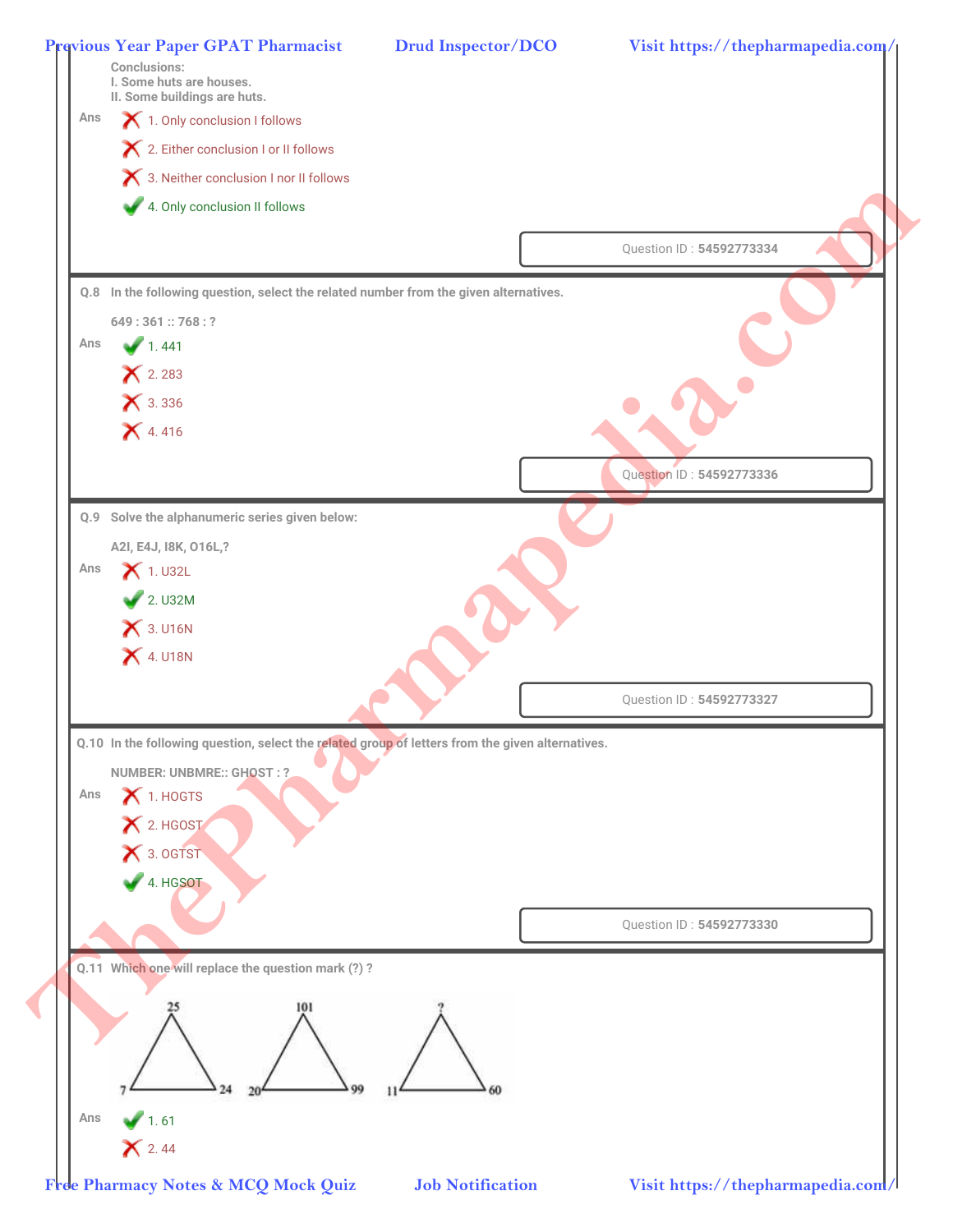Conclusions:
I. Some huts are houses.
II. Some buildings are huts.

Ans
1. Only conclusion I follows ✗
2. Either conclusion I or II follows ✗
3. Neither conclusion I nor II follows ✗
4. Only conclusion II follows ✓

Question ID : **54592773334**

**Q.8** In the following question, select the related number from the given alternatives.

649 : 361 :: 768 : ?

Ans
1. 441 ✓
2. 283 ✗
3. 336 ✗
4. 416 ✗

Question ID : **54592773336**

**Q.9** Solve the alphanumeric series given below:

A2I, E4J, I8K, O16L,?

Ans
1. U32L ✗
2. U32M ✓
3. U16N ✗
4. U18N ✗

Question ID : **54592773327**

**Q.10** In the following question, select the related group of letters from the given alternatives.

NUMBER: UNBMRE:: GHOST : ?

Ans
1. HOGTS ✗
2. HGOST ✗
3. OGTST ✗
4. HGSOT ✓

Question ID : **54592773330**

**Q.11** Which one will replace the question mark (?) ?

Triangle 1: top 25, bottom-left 7, bottom-right 24
Triangle 2: top 101, bottom-left 20, bottom-right 99
Triangle 3: top ?, bottom-left 11, bottom-right 60

Ans
1. 61 ✓
2. 44 ✗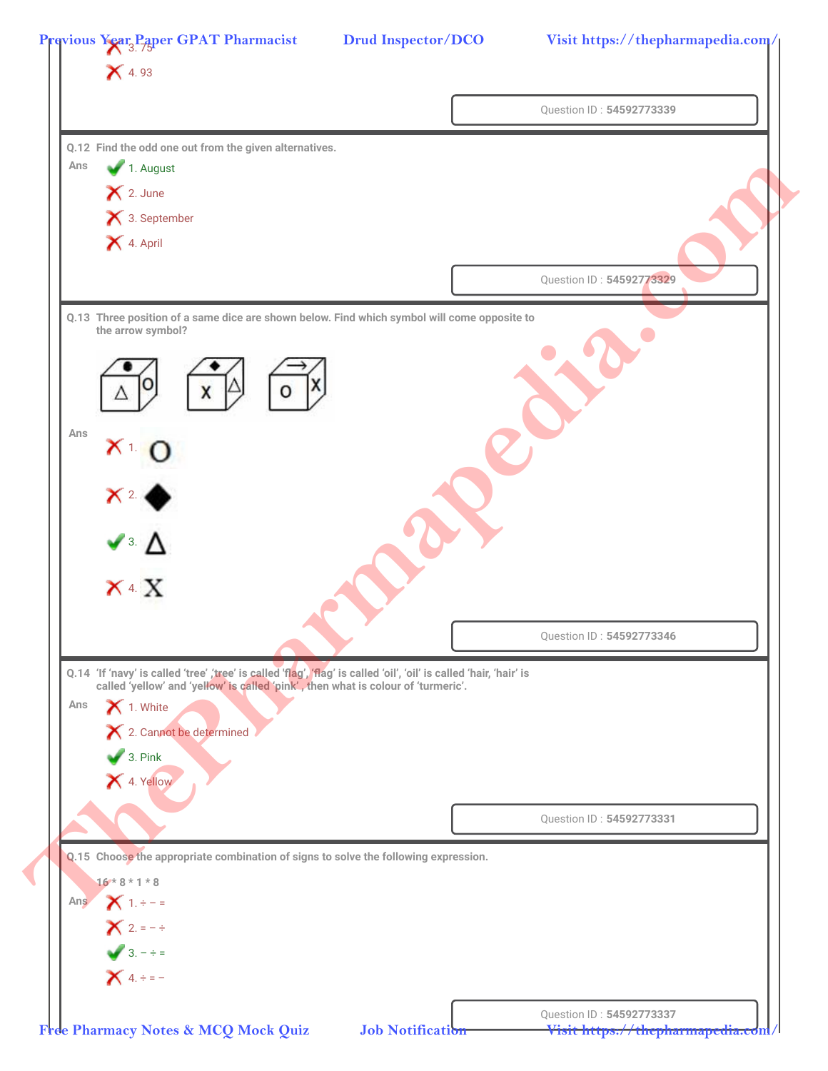3. 75

4. 93

Question ID : 54592773339

**Q.12** Find the odd one out from the given alternatives.

Ans
1. August ✔
2. June ✘
3. September ✘
4. April ✘

Question ID : 54592773329

**Q.13** Three position of a same dice are shown below. Find which symbol will come opposite to the arrow symbol?

Ans
1. O ✘
2. ◆ ✘
3. Δ ✔
4. X ✘

Question ID : 54592773346

**Q.14** 'If 'navy' is called 'tree' ,'tree' is called 'flag', 'flag' is called 'oil', 'oil' is called 'hair, 'hair' is called 'yellow' and 'yellow' is called 'pink' , then what is colour of 'turmeric'.

Ans
1. White ✘
2. Cannot be determined ✘
3. Pink ✔
4. Yellow ✘

Question ID : 54592773331

**Q.15** Choose the appropriate combination of signs to solve the following expression.

16 * 8 * 1 * 8

Ans
1. ÷ − = ✘
2. = − ÷ ✘
3. − ÷ = ✔
4. ÷ = − ✘

Question ID : 54592773337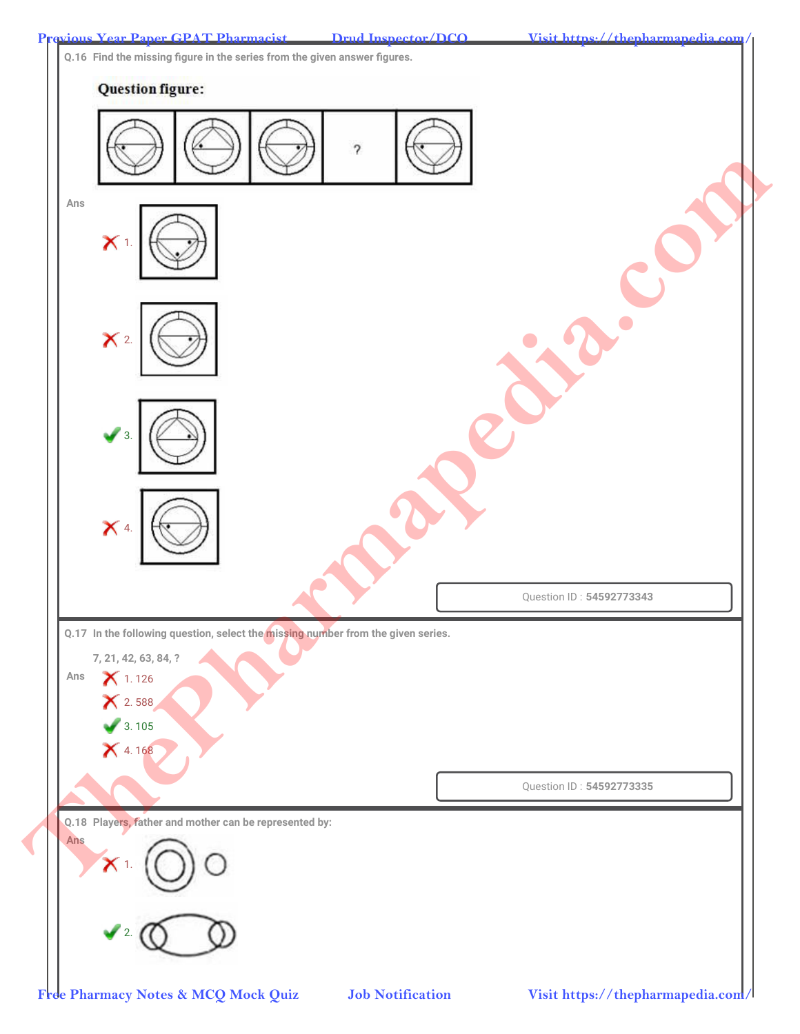Q.16 Find the missing figure in the series from the given answer figures.

**Question figure:**

?

Ans

✗ 1.

✗ 2.

✓ 3.

✗ 4.

Question ID : **54592773343**

Q.17 In the following question, select the missing number from the given series.

7, 21, 42, 63, 84, ?

Ans

✗ 1. 126

✗ 2. 588

✓ 3. 105

✗ 4. 168

Question ID : **54592773335**

Q.18 Players, father and mother can be represented by:

Ans

✗ 1.

✓ 2.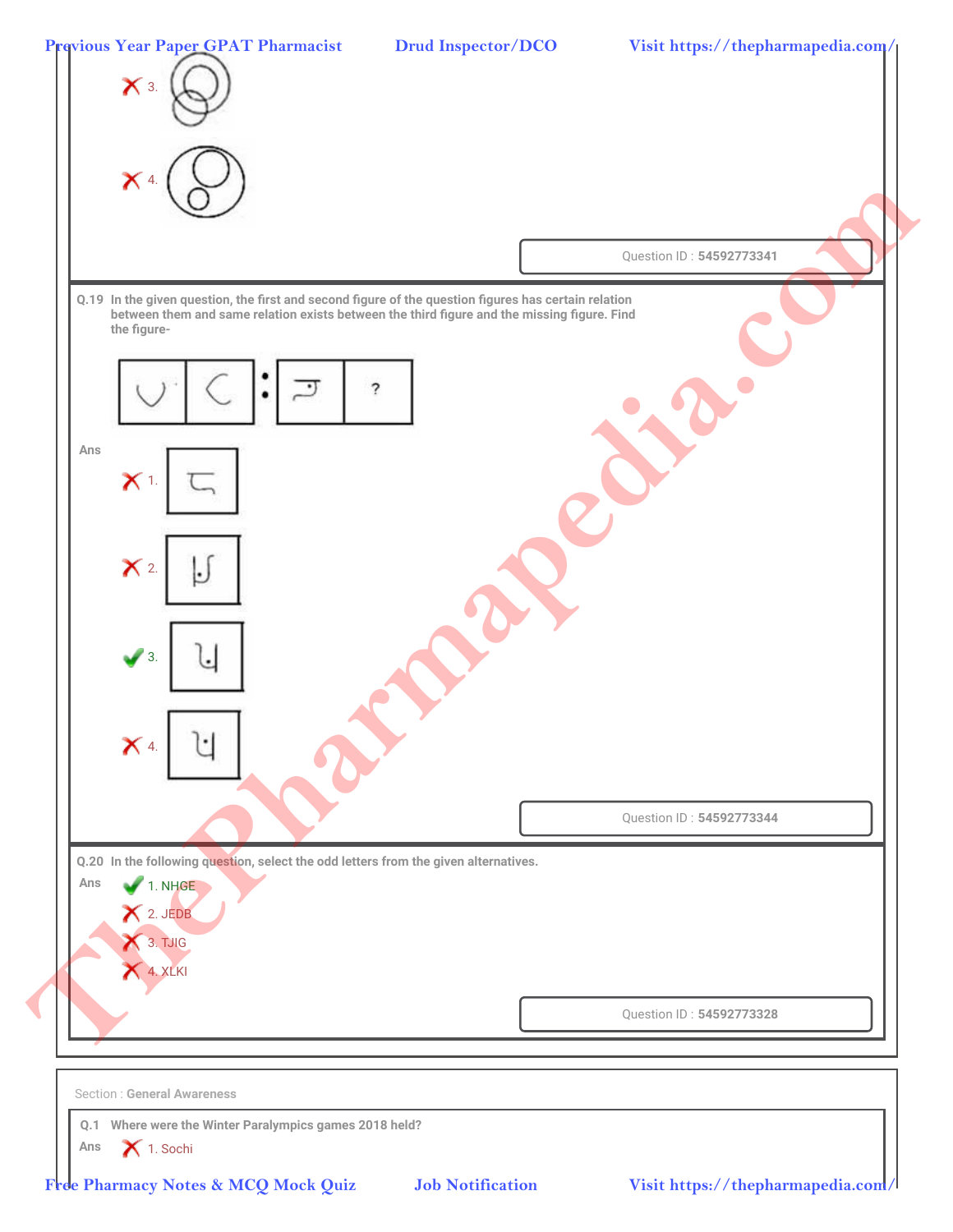✗ 3.

✗ 4.

Question ID : **54592773341**

**Q.19** In the given question, the first and second figure of the question figures has certain relation between them and same relation exists between the third figure and the missing figure. Find the figure-

Ans

✗ 1.

✗ 2.

✓ 3.

✗ 4.

Question ID : **54592773344**

**Q.20** In the following question, select the odd letters from the given alternatives.

Ans

✓ 1. NHGE

✗ 2. JEDB

✗ 3. TJIG

✗ 4. XLKI

Question ID : **54592773328**

Section : **General Awareness**

**Q.1** Where were the Winter Paralympics games 2018 held?

Ans

✗ 1. Sochi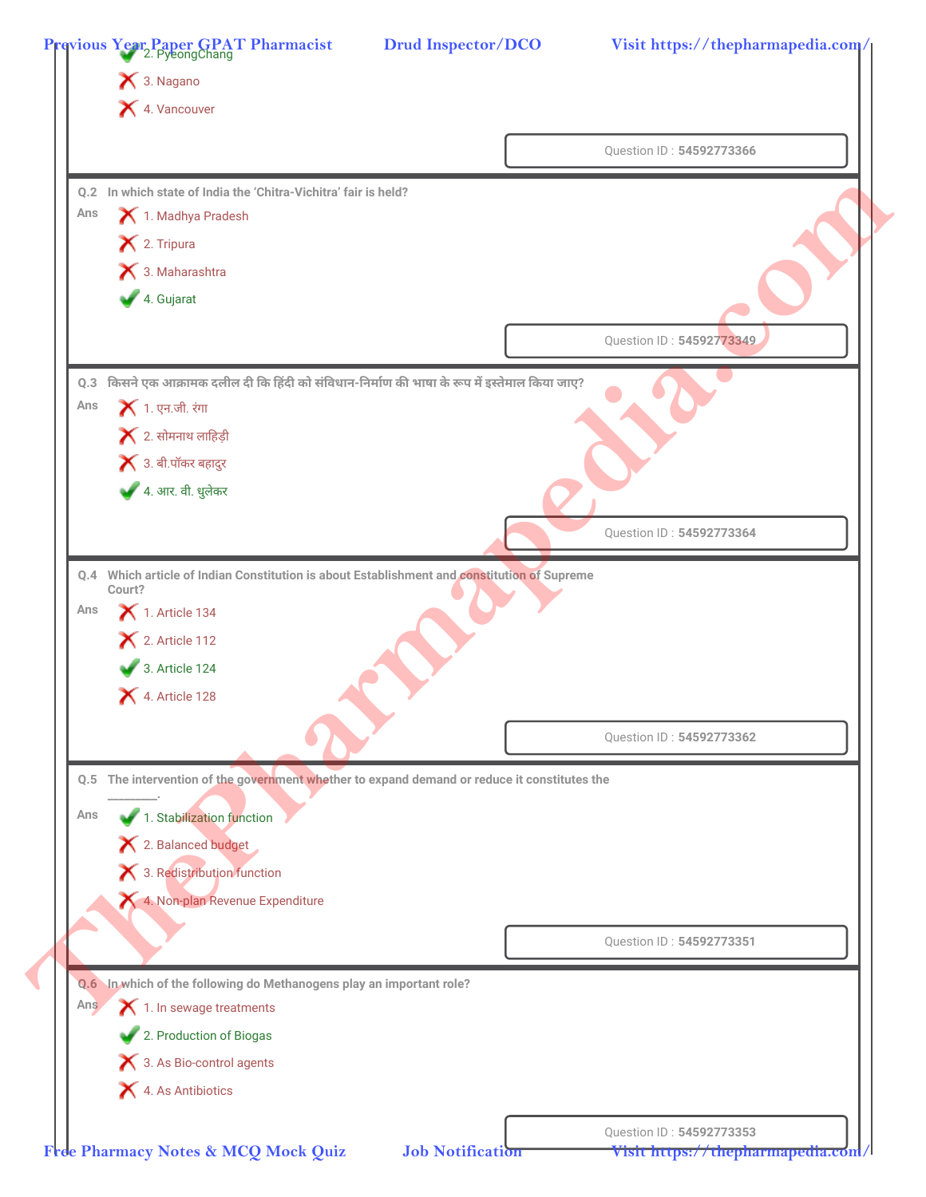✔ 2. PyeongChang

✘ 3. Nagano

✘ 4. Vancouver

Question ID : **54592773366**

---

**Q.2** In which state of India the 'Chitra-Vichitra' fair is held?

Ans

✘ 1. Madhya Pradesh

✘ 2. Tripura

✘ 3. Maharashtra

✔ 4. Gujarat

Question ID : **54592773349**

---

**Q.3** किसने एक आक्रामक दलील दी कि हिंदी को संविधान-निर्माण की भाषा के रूप में इस्तेमाल किया जाए?

Ans

✘ 1. एन.जी. रंगा

✘ 2. सोमनाथ लाहिड़ी

✘ 3. बी.पॉकर बहादुर

✔ 4. आर. वी. धुलेकर

Question ID : **54592773364**

---

**Q.4** Which article of Indian Constitution is about Establishment and constitution of Supreme Court?

Ans

✘ 1. Article 134

✘ 2. Article 112

✔ 3. Article 124

✘ 4. Article 128

Question ID : **54592773362**

---

**Q.5** The intervention of the government whether to expand demand or reduce it constitutes the ________.

Ans

✔ 1. Stabilization function

✘ 2. Balanced budget

✘ 3. Redistribution function

✘ 4. Non-plan Revenue Expenditure

Question ID : **54592773351**

---

**Q.6** In which of the following do Methanogens play an important role?

Ans

✘ 1. In sewage treatments

✔ 2. Production of Biogas

✘ 3. As Bio-control agents

✘ 4. As Antibiotics

Question ID : **54592773353**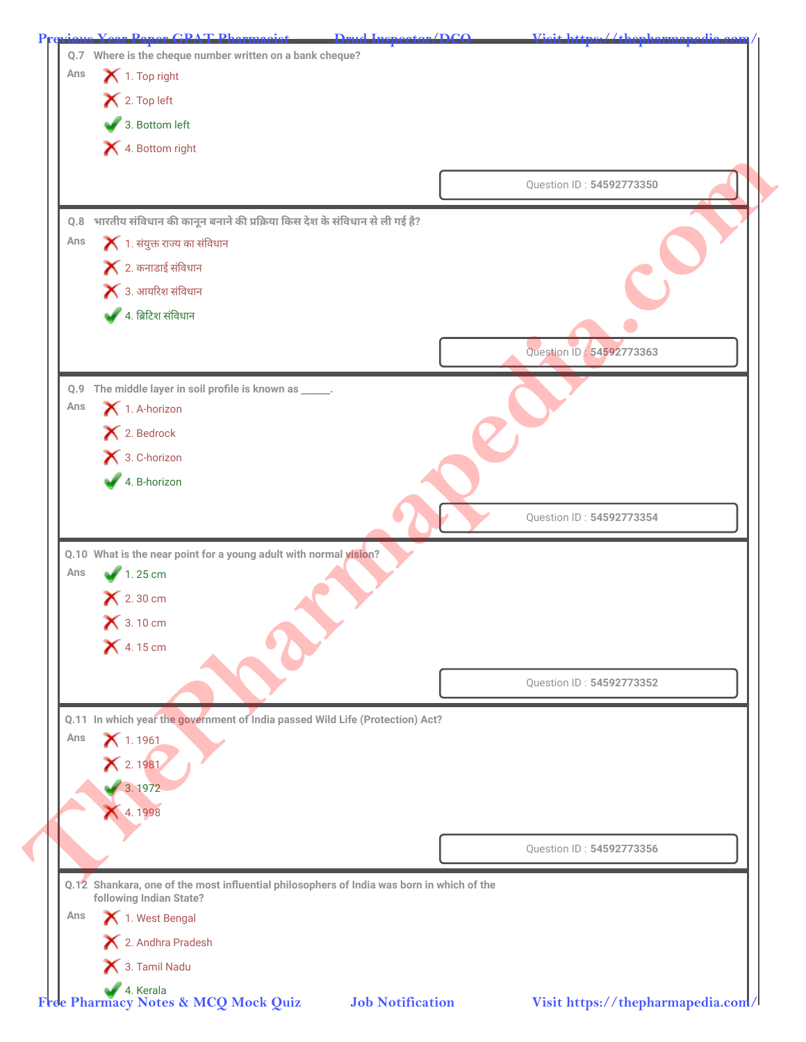**Q.7** Where is the cheque number written on a bank cheque?

Ans

1. Top right ✗
2. Top left ✗
3. Bottom left ✓
4. Bottom right ✗

Question ID : 54592773350

**Q.8** भारतीय संविधान की कानून बनाने की प्रक्रिया किस देश के संविधान से ली गई है?

Ans

1. संयुक्त राज्य का संविधान ✗
2. कनाडाई संविधान ✗
3. आयरिश संविधान ✗
4. ब्रिटिश संविधान ✓

Question ID : 54592773363

**Q.9** The middle layer in soil profile is known as ______.

Ans

1. A-horizon ✗
2. Bedrock ✗
3. C-horizon ✗
4. B-horizon ✓

Question ID : 54592773354

**Q.10** What is the near point for a young adult with normal vision?

Ans

1. 25 cm ✓
2. 30 cm ✗
3. 10 cm ✗
4. 15 cm ✗

Question ID : 54592773352

**Q.11** In which year the government of India passed Wild Life (Protection) Act?

Ans

1. 1961 ✗
2. 1981 ✗
3. 1972 ✓
4. 1998 ✗

Question ID : 54592773356

**Q.12** Shankara, one of the most influential philosophers of India was born in which of the following Indian State?

Ans

1. West Bengal ✗
2. Andhra Pradesh ✗
3. Tamil Nadu ✗
4. Kerala ✓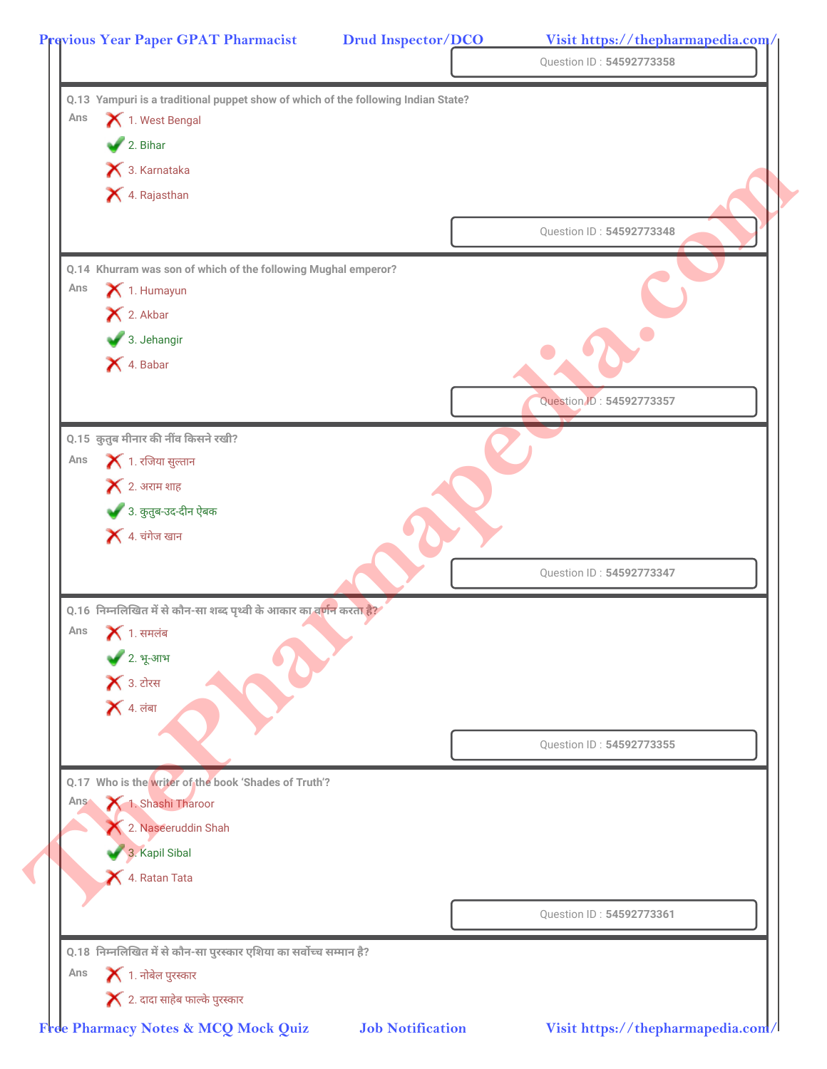Question ID : 54592773358

**Q.13** Yampuri is a traditional puppet show of which of the following Indian State?

Ans
- ✗ 1. West Bengal
- ✓ 2. Bihar
- ✗ 3. Karnataka
- ✗ 4. Rajasthan

Question ID : 54592773348

**Q.14** Khurram was son of which of the following Mughal emperor?

Ans
- ✗ 1. Humayun
- ✗ 2. Akbar
- ✓ 3. Jehangir
- ✗ 4. Babar

Question ID : 54592773357

**Q.15** कुतुब मीनार की नींव किसने रखी?

Ans
- ✗ 1. रजिया सुल्तान
- ✗ 2. अराम शाह
- ✓ 3. कुतुब-उद-दीन ऐबक
- ✗ 4. चंगेज खान

Question ID : 54592773347

**Q.16** निम्नलिखित में से कौन-सा शब्द पृथ्वी के आकार का वर्णन करता है?

Ans
- ✗ 1. समलंब
- ✓ 2. भू-आभ
- ✗ 3. टोरस
- ✗ 4. लंबा

Question ID : 54592773355

**Q.17** Who is the writer of the book 'Shades of Truth'?

Ans
- ✗ 1. Shashi Tharoor
- ✗ 2. Naseeruddin Shah
- ✓ 3. Kapil Sibal
- ✗ 4. Ratan Tata

Question ID : 54592773361

**Q.18** निम्नलिखित में से कौन-सा पुरस्कार एशिया का सर्वोच्च सम्मान है?

Ans
- ✗ 1. नोबेल पुरस्कार
- ✗ 2. दादा साहेब फाल्के पुरस्कार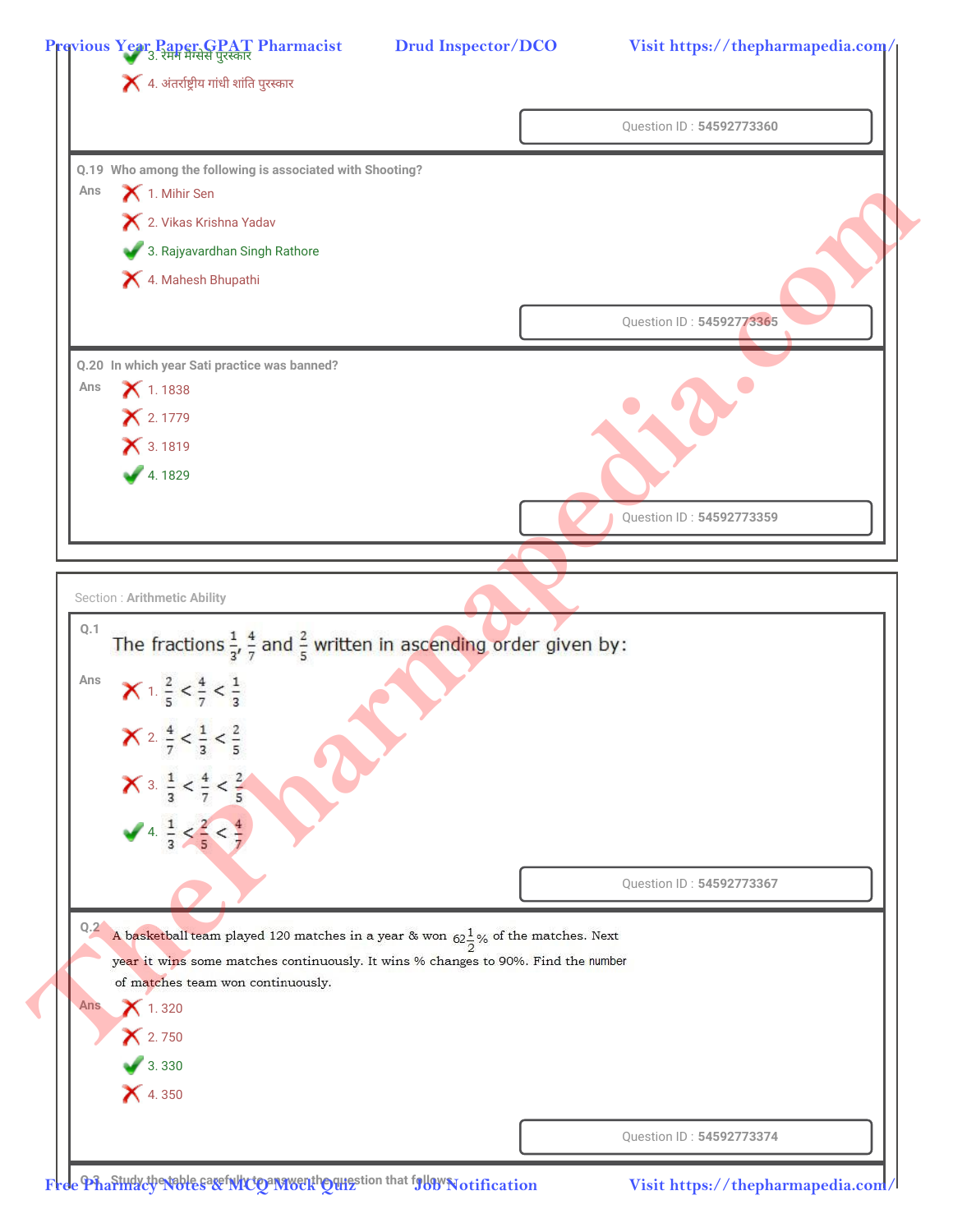3. रेमन मैग्सेसे पुरस्कार

4. अंतर्राष्ट्रीय गांधी शांति पुरस्कार

Question ID : 54592773360

**Q.19** Who among the following is associated with Shooting?

Ans

1. Mihir Sen
2. Vikas Krishna Yadav
3. Rajyavardhan Singh Rathore ✔
4. Mahesh Bhupathi

Question ID : 54592773365

**Q.20** In which year Sati practice was banned?

Ans

1. 1838
2. 1779
3. 1819
4. 1829 ✔

Question ID : 54592773359

Section : Arithmetic Ability

**Q.1** The fractions $\frac{1}{3}$, $\frac{4}{7}$ and $\frac{2}{5}$ written in ascending order given by:

Ans

1. $\frac{2}{5} < \frac{4}{7} < \frac{1}{3}$
2. $\frac{4}{7} < \frac{1}{3} < \frac{2}{5}$
3. $\frac{1}{3} < \frac{4}{7} < \frac{2}{5}$
4. $\frac{1}{3} < \frac{2}{5} < \frac{4}{7}$ ✔

Question ID : 54592773367

**Q.2** A basketball team played 120 matches in a year & won $62\frac{1}{2}\%$ of the matches. Next year it wins some matches continuously. It wins % changes to 90%. Find the number of matches team won continuously.

Ans

1. 320
2. 750
3. 330 ✔
4. 350

Question ID : 54592773374

Q.3 Study the table carefully to answer the question that follows: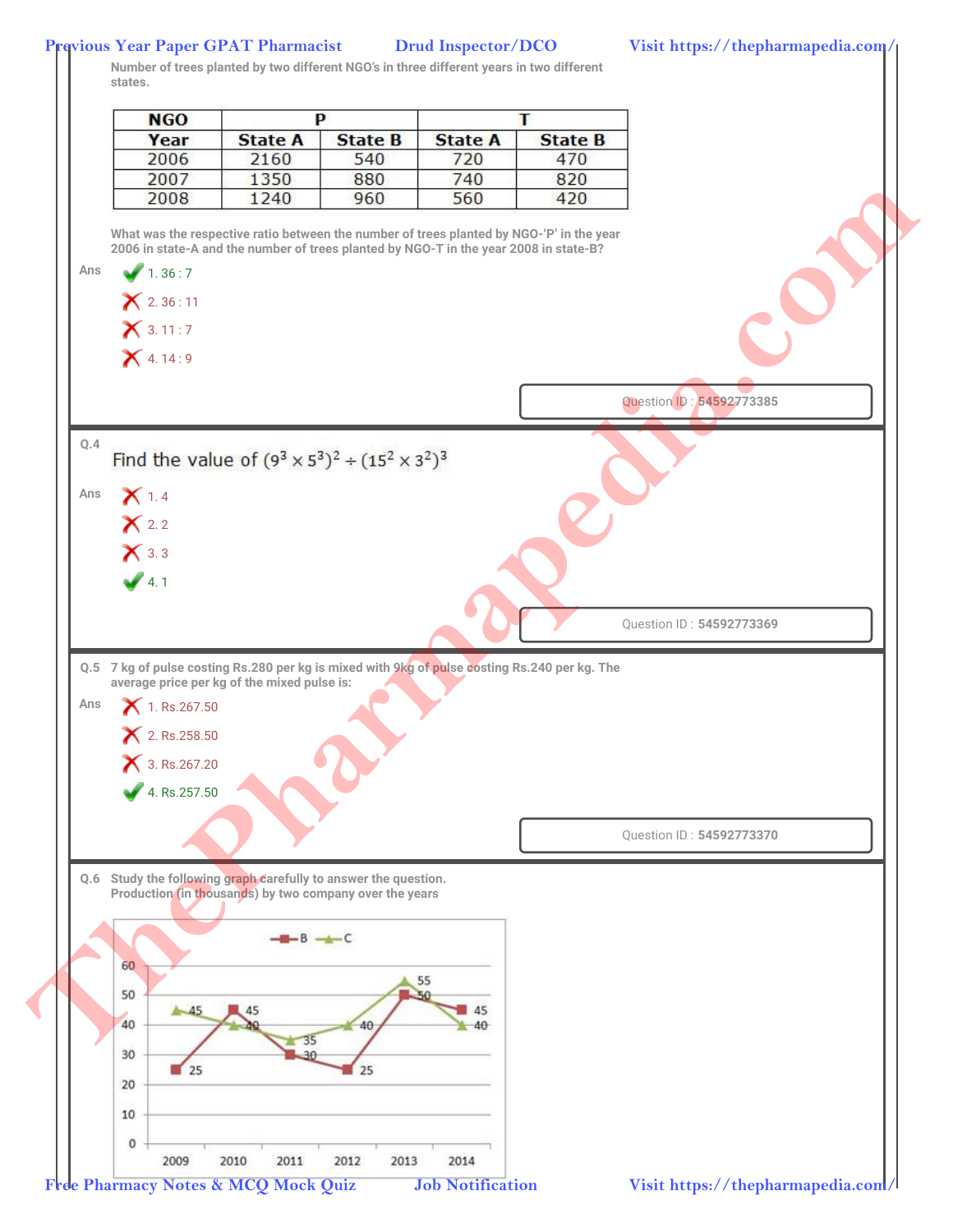Number of trees planted by two different NGO's in three different years in two different states.

| NGO | P | | T | |
|---|---|---|---|---|
| Year | State A | State B | State A | State B |
| 2006 | 2160 | 540 | 720 | 470 |
| 2007 | 1350 | 880 | 740 | 820 |
| 2008 | 1240 | 960 | 560 | 420 |

What was the respective ratio between the number of trees planted by NGO-'P' in the year 2006 in state-A and the number of trees planted by NGO-T in the year 2008 in state-B?

Ans
1. 36 : 7 ✔
2. 36 : 11 ✘
3. 11 : 7 ✘
4. 14 : 9 ✘

Question ID : 54592773385

**Q.4** Find the value of $(9^3 \times 5^3)^2 \div (15^2 \times 3^2)^3$

Ans
1. 4 ✘
2. 2 ✘
3. 3 ✘
4. 1 ✔

Question ID : 54592773369

**Q.5** 7 kg of pulse costing Rs.280 per kg is mixed with 9kg of pulse costing Rs.240 per kg. The average price per kg of the mixed pulse is:

Ans
1. Rs.267.50 ✘
2. Rs.258.50 ✘
3. Rs.267.20 ✘
4. Rs.257.50 ✔

Question ID : 54592773370

**Q.6** Study the following graph carefully to answer the question.
Production (in thousands) by two company over the years

| Year | B | C |
|---|---|---|
| 2009 | 25 | 45 |
| 2010 | 45 | 40 |
| 2011 | 30 | 35 |
| 2012 | 25 | 40 |
| 2013 | 50 | 55 |
| 2014 | 45 | 40 |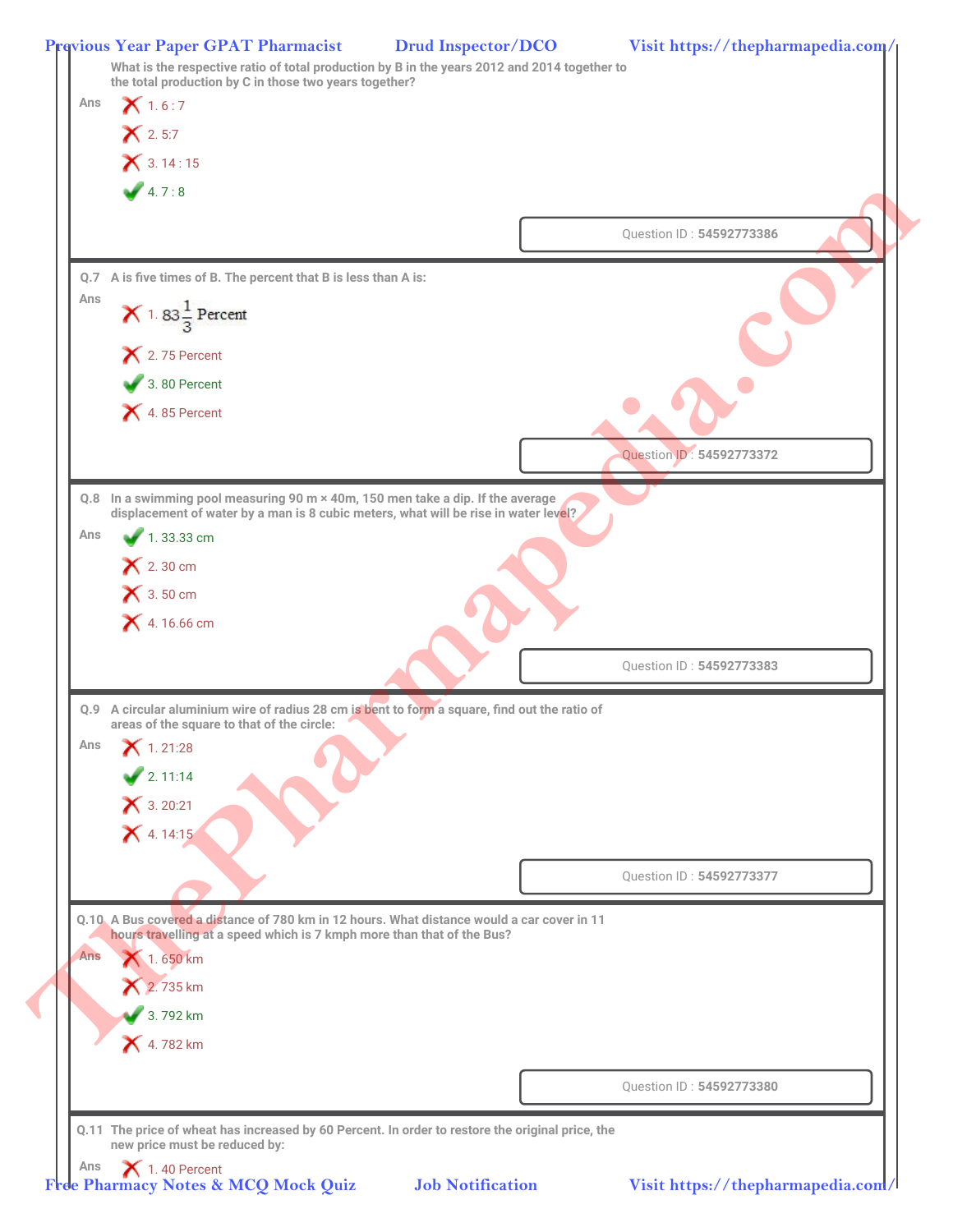What is the respective ratio of total production by B in the years 2012 and 2014 together to the total production by C in those two years together?

Ans
- ✗ 1. 6 : 7
- ✗ 2. 5:7
- ✗ 3. 14 : 15
- ✓ 4. 7 : 8

Question ID : **54592773386**

---

**Q.7** A is five times of B. The percent that B is less than A is:

Ans
- ✗ 1. $83\frac{1}{3}$ Percent
- ✗ 2. 75 Percent
- ✓ 3. 80 Percent
- ✗ 4. 85 Percent

Question ID : **54592773372**

---

**Q.8** In a swimming pool measuring 90 m × 40m, 150 men take a dip. If the average displacement of water by a man is 8 cubic meters, what will be rise in water level?

Ans
- ✓ 1. 33.33 cm
- ✗ 2. 30 cm
- ✗ 3. 50 cm
- ✗ 4. 16.66 cm

Question ID : **54592773383**

---

**Q.9** A circular aluminium wire of radius 28 cm is bent to form a square, find out the ratio of areas of the square to that of the circle:

Ans
- ✗ 1. 21:28
- ✓ 2. 11:14
- ✗ 3. 20:21
- ✗ 4. 14:15

Question ID : **54592773377**

---

**Q.10** A Bus covered a distance of 780 km in 12 hours. What distance would a car cover in 11 hours travelling at a speed which is 7 kmph more than that of the Bus?

Ans
- ✗ 1. 650 km
- ✗ 2. 735 km
- ✓ 3. 792 km
- ✗ 4. 782 km

Question ID : **54592773380**

---

**Q.11** The price of wheat has increased by 60 Percent. In order to restore the original price, the new price must be reduced by:

Ans
- ✗ 1. 40 Percent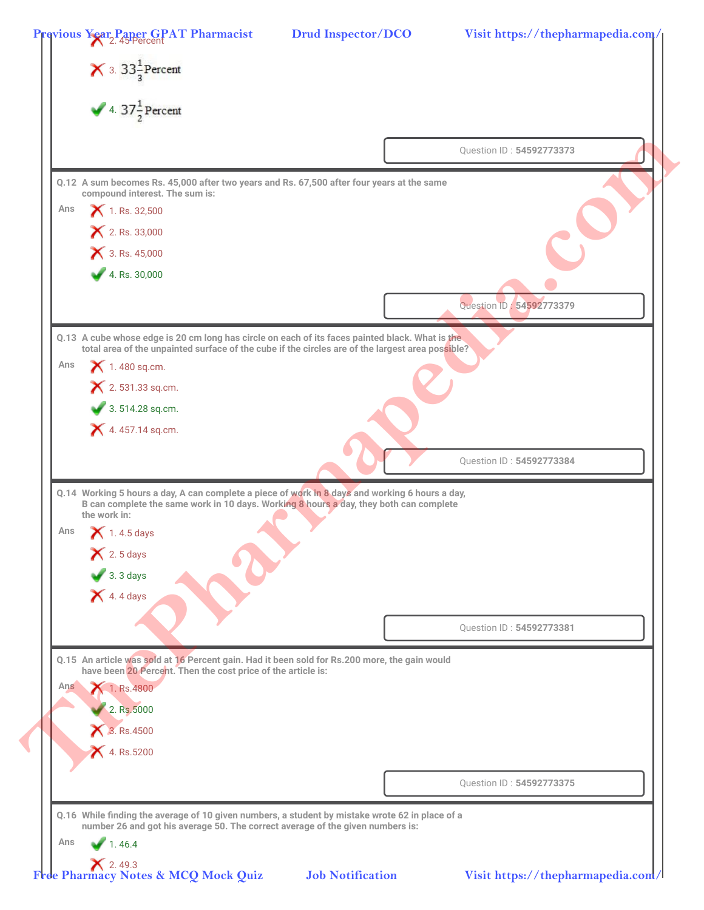✗ 2. 45 Percent

✗ 3. $33\frac{1}{3}$ Percent

✓ 4. $37\frac{1}{2}$ Percent

Question ID : **54592773373**

---

**Q.12** A sum becomes Rs. 45,000 after two years and Rs. 67,500 after four years at the same compound interest. The sum is:

Ans

✗ 1. Rs. 32,500

✗ 2. Rs. 33,000

✗ 3. Rs. 45,000

✓ 4. Rs. 30,000

Question ID : **54592773379**

---

**Q.13** A cube whose edge is 20 cm long has circle on each of its faces painted black. What is the total area of the unpainted surface of the cube if the circles are of the largest area possible?

Ans

✗ 1. 480 sq.cm.

✗ 2. 531.33 sq.cm.

✓ 3. 514.28 sq.cm.

✗ 4. 457.14 sq.cm.

Question ID : **54592773384**

---

**Q.14** Working 5 hours a day, A can complete a piece of work in 8 days and working 6 hours a day, B can complete the same work in 10 days. Working 8 hours a day, they both can complete the work in:

Ans

✗ 1. 4.5 days

✗ 2. 5 days

✓ 3. 3 days

✗ 4. 4 days

Question ID : **54592773381**

---

**Q.15** An article was sold at 16 Percent gain. Had it been sold for Rs.200 more, the gain would have been 20 Percent. Then the cost price of the article is:

Ans

✗ 1. Rs.4800

✓ 2. Rs.5000

✗ 3. Rs.4500

✗ 4. Rs.5200

Question ID : **54592773375**

---

**Q.16** While finding the average of 10 given numbers, a student by mistake wrote 62 in place of a number 26 and got his average 50. The correct average of the given numbers is:

Ans

✓ 1. 46.4

✗ 2. 49.3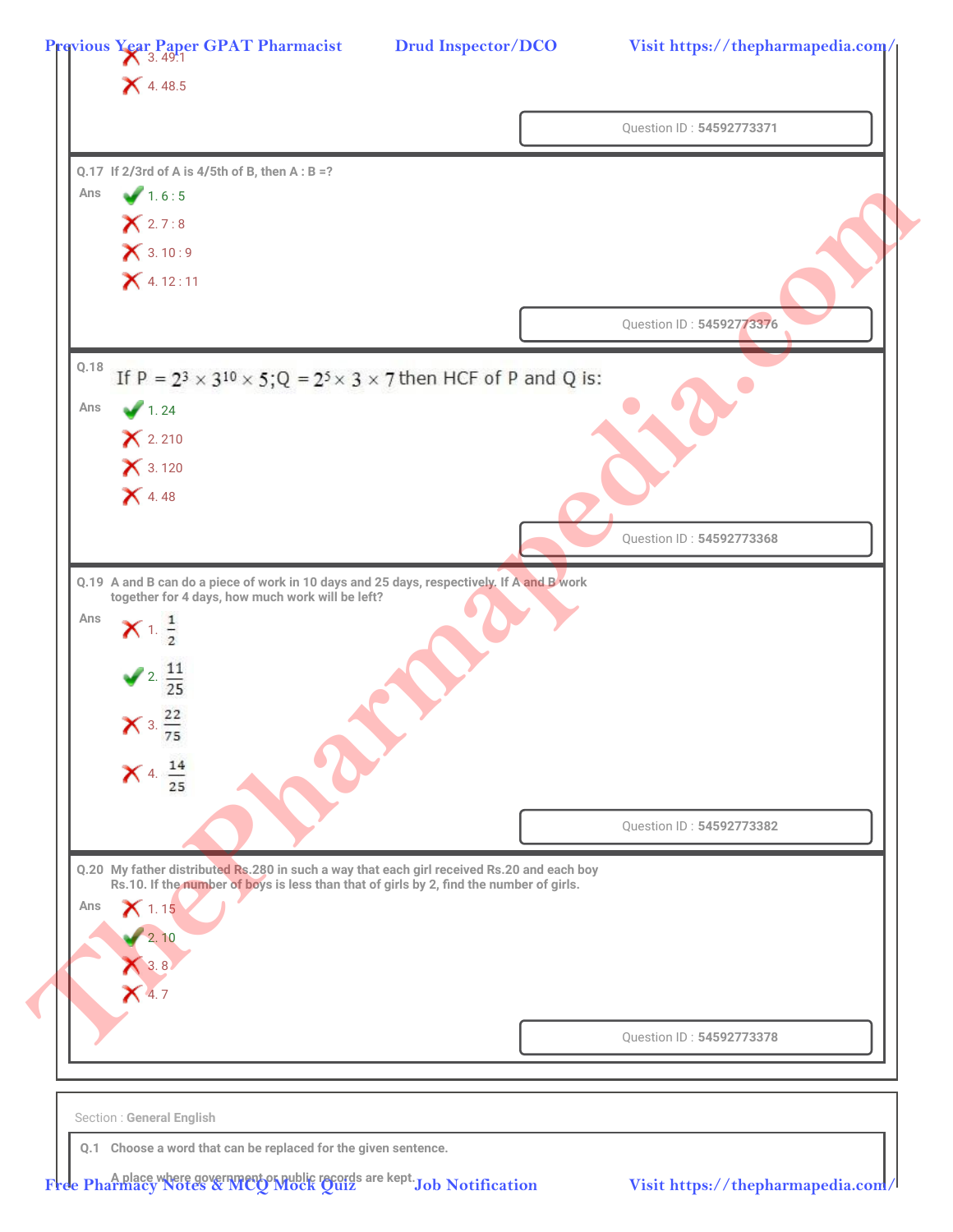3\. 49.1

4\. 48.5

Question ID : 54592773371

**Q.17** If 2/3rd of A is 4/5th of B, then A : B =?

Ans

✔ 1. 6 : 5

✘ 2. 7 : 8

✘ 3. 10 : 9

✘ 4. 12 : 11

Question ID : 54592773376

**Q.18** If $P = 2^3 \times 3^{10} \times 5; Q = 2^5 \times 3 \times 7$ then HCF of P and Q is:

Ans

✔ 1. 24

✘ 2. 210

✘ 3. 120

✘ 4. 48

Question ID : 54592773368

**Q.19** A and B can do a piece of work in 10 days and 25 days, respectively. If A and B work together for 4 days, how much work will be left?

Ans

✘ 1. $\frac{1}{2}$

✔ 2. $\frac{11}{25}$

✘ 3. $\frac{22}{75}$

✘ 4. $\frac{14}{25}$

Question ID : 54592773382

**Q.20** My father distributed Rs.280 in such a way that each girl received Rs.20 and each boy Rs.10. If the number of boys is less than that of girls by 2, find the number of girls.

Ans

✘ 1. 15

✔ 2. 10

✘ 3. 8

✘ 4. 7

Question ID : 54592773378

Section : General English

**Q.1** Choose a word that can be replaced for the given sentence.

A place where government or public records are kept.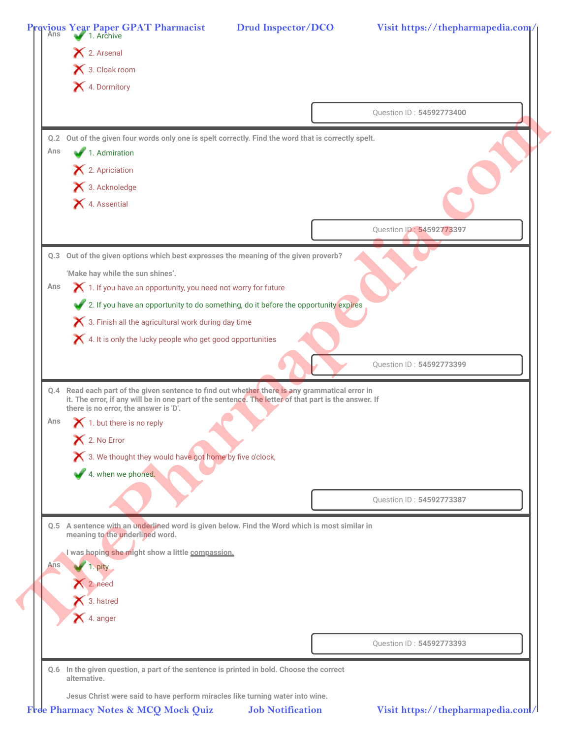Ans ✔ 1. Archive

✘ 2. Arsenal

✘ 3. Cloak room

✘ 4. Dormitory

Question ID : **54592773400**

**Q.2 Out of the given four words only one is spelt correctly. Find the word that is correctly spelt.**

Ans ✔ 1. Admiration

✘ 2. Apriciation

✘ 3. Acknoledge

✘ 4. Assential

Question ID : **54592773397**

**Q.3 Out of the given options which best expresses the meaning of the given proverb?**

**'Make hay while the sun shines'.**

Ans ✘ 1. If you have an opportunity, you need not worry for future

✔ 2. If you have an opportunity to do something, do it before the opportunity expires

✘ 3. Finish all the agricultural work during day time

✘ 4. It is only the lucky people who get good opportunities

Question ID : **54592773399**

**Q.4 Read each part of the given sentence to find out whether there is any grammatical error in it. The error, if any will be in one part of the sentence. The letter of that part is the answer. If there is no error, the answer is 'D'.**

Ans ✘ 1. but there is no reply

✘ 2. No Error

✘ 3. We thought they would have got home by five o'clock,

✔ 4. when we phoned.

Question ID : **54592773387**

**Q.5 A sentence with an underlined word is given below. Find the Word which is most similar in meaning to the underlined word.**

**I was hoping she might show a little compassion.**

Ans ✔ 1. pity

✘ 2. need

✘ 3. hatred

✘ 4. anger

Question ID : **54592773393**

**Q.6 In the given question, a part of the sentence is printed in bold. Choose the correct alternative.**

**Jesus Christ were said to have perform miracles like turning water into wine.**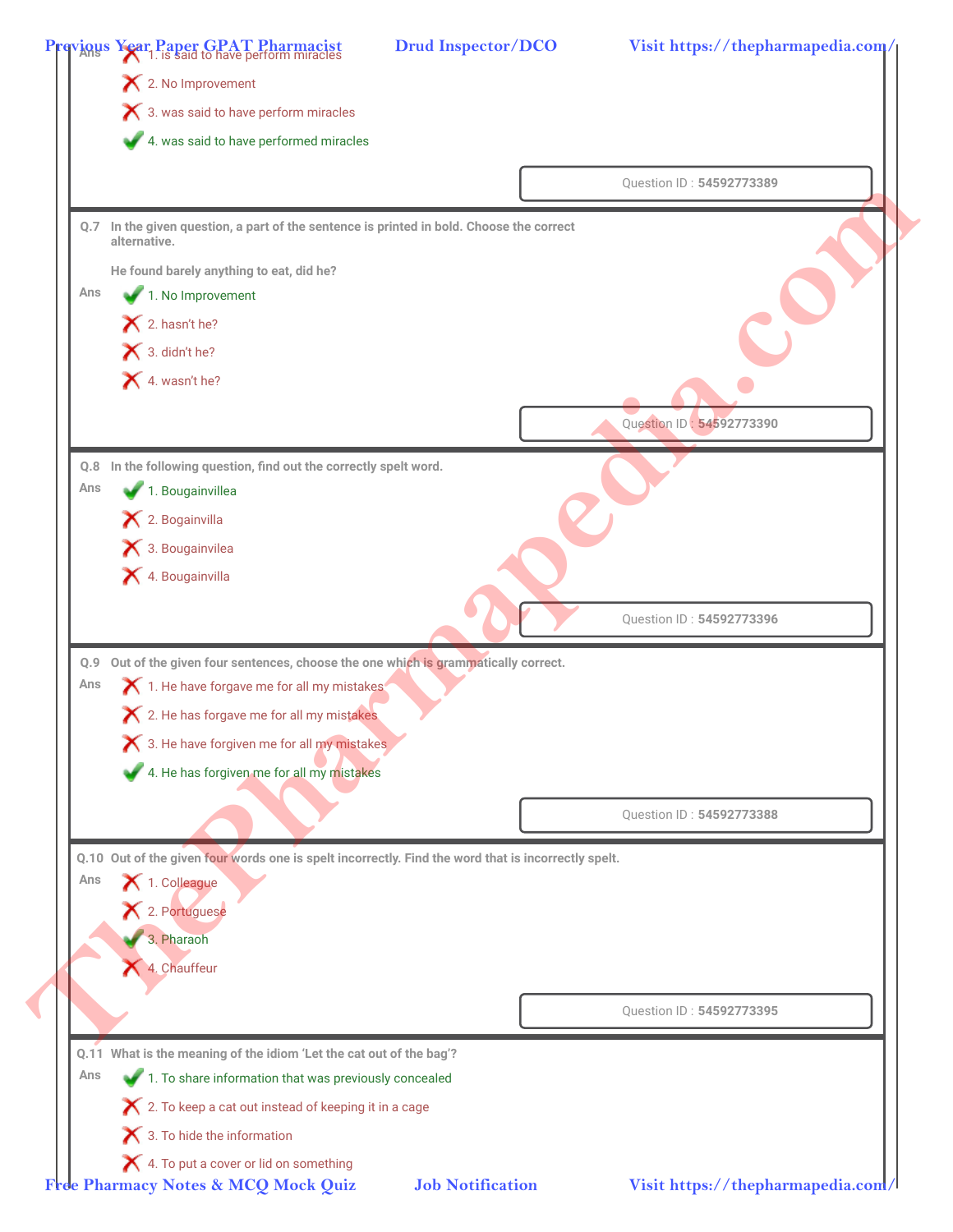Ans

1. is said to have perform miracles ✗

2. No Improvement ✗

3. was said to have perform miracles ✗

4. was said to have performed miracles ✓

Question ID : **54592773389**

**Q.7 In the given question, a part of the sentence is printed in bold. Choose the correct alternative.**

**He found barely anything to eat, did he?**

Ans

1. No Improvement ✓

2. hasn't he? ✗

3. didn't he? ✗

4. wasn't he? ✗

Question ID : **54592773390**

**Q.8 In the following question, find out the correctly spelt word.**

Ans

1. Bougainvillea ✓

2. Bogainvilla ✗

3. Bougainvilea ✗

4. Bougainvilla ✗

Question ID : **54592773396**

**Q.9 Out of the given four sentences, choose the one which is grammatically correct.**

Ans

1. He have forgave me for all my mistakes ✗

2. He has forgave me for all my mistakes ✗

3. He have forgiven me for all my mistakes ✗

4. He has forgiven me for all my mistakes ✓

Question ID : **54592773388**

**Q.10 Out of the given four words one is spelt incorrectly. Find the word that is incorrectly spelt.**

Ans

1. Colleague ✗

2. Portuguese ✗

3. Pharaoh ✓

4. Chauffeur ✗

Question ID : **54592773395**

**Q.11 What is the meaning of the idiom 'Let the cat out of the bag'?**

Ans

1. To share information that was previously concealed ✓

2. To keep a cat out instead of keeping it in a cage ✗

3. To hide the information ✗

4. To put a cover or lid on something ✗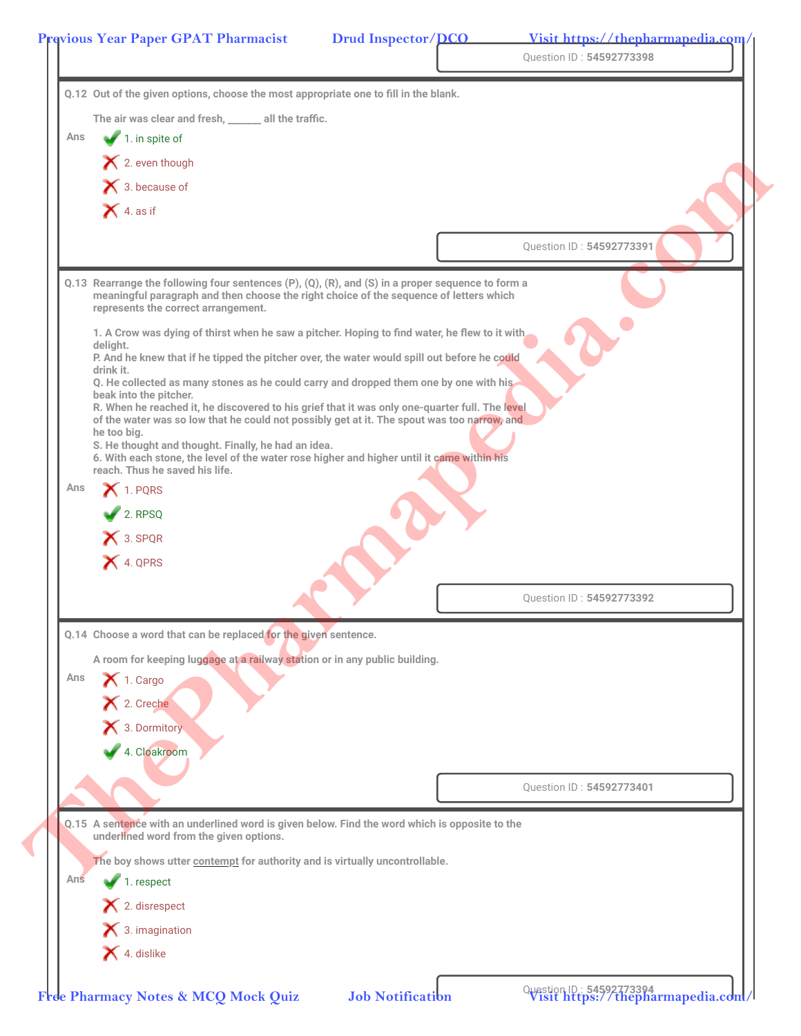Question ID : 54592773398

**Q.12** Out of the given options, choose the most appropriate one to fill in the blank.

The air was clear and fresh, ______ all the traffic.

Ans
- ✔ 1. in spite of
- ✘ 2. even though
- ✘ 3. because of
- ✘ 4. as if

Question ID : 54592773391

**Q.13** Rearrange the following four sentences (P), (Q), (R), and (S) in a proper sequence to form a meaningful paragraph and then choose the right choice of the sequence of letters which represents the correct arrangement.

1. A Crow was dying of thirst when he saw a pitcher. Hoping to find water, he flew to it with delight.
P. And he knew that if he tipped the pitcher over, the water would spill out before he could drink it.
Q. He collected as many stones as he could carry and dropped them one by one with his beak into the pitcher.
R. When he reached it, he discovered to his grief that it was only one-quarter full. The level of the water was so low that he could not possibly get at it. The spout was too narrow, and he too big.
S. He thought and thought. Finally, he had an idea.
6. With each stone, the level of the water rose higher and higher until it came within his reach. Thus he saved his life.

Ans
- ✘ 1. PQRS
- ✔ 2. RPSQ
- ✘ 3. SPQR
- ✘ 4. QPRS

Question ID : 54592773392

**Q.14** Choose a word that can be replaced for the given sentence.

A room for keeping luggage at a railway station or in any public building.

Ans
- ✘ 1. Cargo
- ✘ 2. Creche
- ✘ 3. Dormitory
- ✔ 4. Cloakroom

Question ID : 54592773401

**Q.15** A sentence with an underlined word is given below. Find the word which is opposite to the underlined word from the given options.

The boy shows utter <u>contempt</u> for authority and is virtually uncontrollable.

Ans
- ✔ 1. respect
- ✘ 2. disrespect
- ✘ 3. imagination
- ✘ 4. dislike

Question ID : 54592773394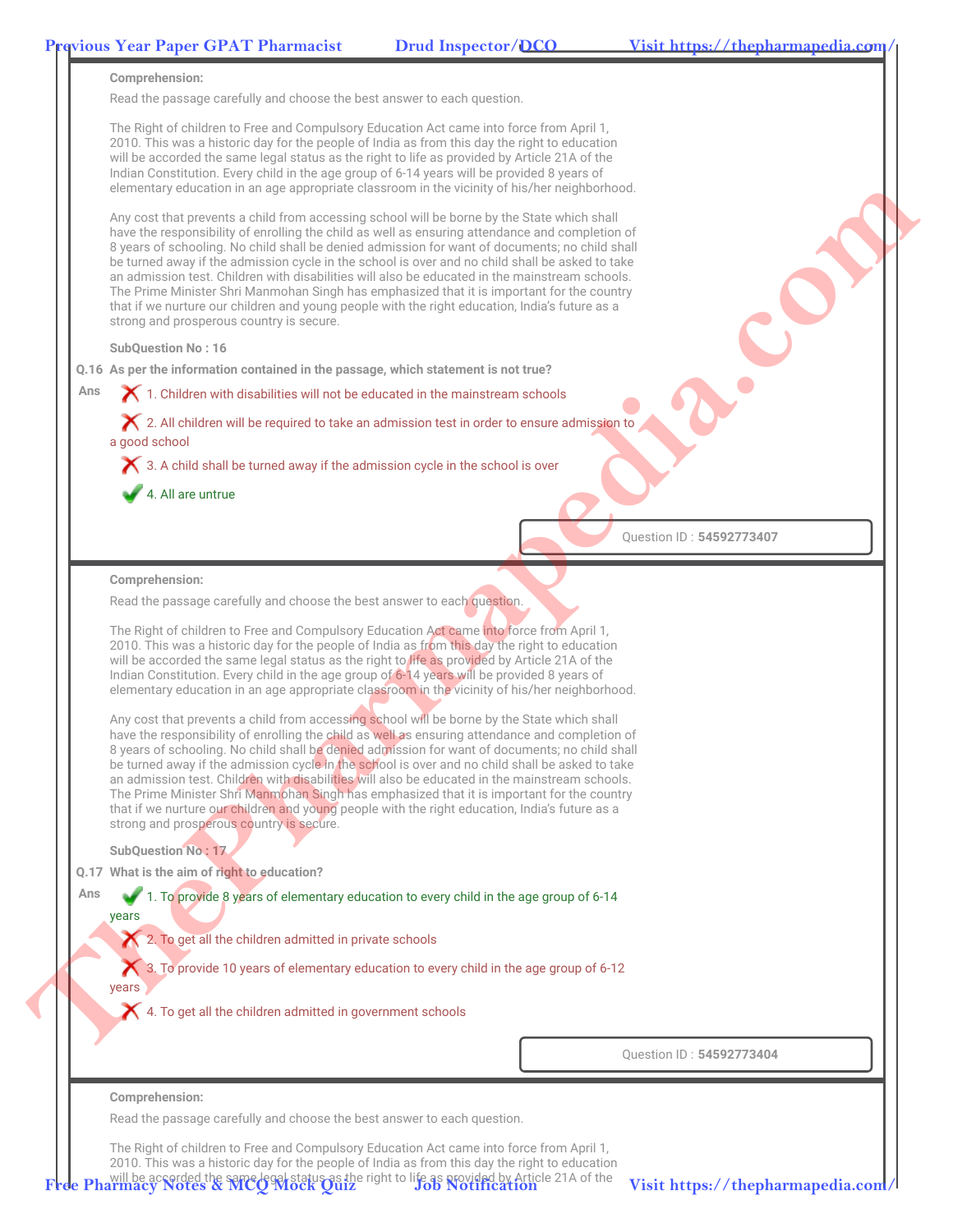**Comprehension:**

Read the passage carefully and choose the best answer to each question.

The Right of children to Free and Compulsory Education Act came into force from April 1, 2010. This was a historic day for the people of India as from this day the right to education will be accorded the same legal status as the right to life as provided by Article 21A of the Indian Constitution. Every child in the age group of 6-14 years will be provided 8 years of elementary education in an age appropriate classroom in the vicinity of his/her neighborhood.

Any cost that prevents a child from accessing school will be borne by the State which shall have the responsibility of enrolling the child as well as ensuring attendance and completion of 8 years of schooling. No child shall be denied admission for want of documents; no child shall be turned away if the admission cycle in the school is over and no child shall be asked to take an admission test. Children with disabilities will also be educated in the mainstream schools. The Prime Minister Shri Manmohan Singh has emphasized that it is important for the country that if we nurture our children and young people with the right education, India's future as a strong and prosperous country is secure.

**SubQuestion No : 16**

**Q.16 As per the information contained in the passage, which statement is not true?**

Ans

✗ 1. Children with disabilities will not be educated in the mainstream schools

✗ 2. All children will be required to take an admission test in order to ensure admission to a good school

✗ 3. A child shall be turned away if the admission cycle in the school is over

✔ 4. All are untrue

Question ID : **54592773407**

---

**Comprehension:**

Read the passage carefully and choose the best answer to each question.

The Right of children to Free and Compulsory Education Act came into force from April 1, 2010. This was a historic day for the people of India as from this day the right to education will be accorded the same legal status as the right to life as provided by Article 21A of the Indian Constitution. Every child in the age group of 6-14 years will be provided 8 years of elementary education in an age appropriate classroom in the vicinity of his/her neighborhood.

Any cost that prevents a child from accessing school will be borne by the State which shall have the responsibility of enrolling the child as well as ensuring attendance and completion of 8 years of schooling. No child shall be denied admission for want of documents; no child shall be turned away if the admission cycle in the school is over and no child shall be asked to take an admission test. Children with disabilities will also be educated in the mainstream schools. The Prime Minister Shri Manmohan Singh has emphasized that it is important for the country that if we nurture our children and young people with the right education, India's future as a strong and prosperous country is secure.

**SubQuestion No : 17**

**Q.17 What is the aim of right to education?**

Ans

✔ 1. To provide 8 years of elementary education to every child in the age group of 6-14 years

✗ 2. To get all the children admitted in private schools

✗ 3. To provide 10 years of elementary education to every child in the age group of 6-12 years

✗ 4. To get all the children admitted in government schools

Question ID : **54592773404**

---

**Comprehension:**

Read the passage carefully and choose the best answer to each question.

The Right of children to Free and Compulsory Education Act came into force from April 1, 2010. This was a historic day for the people of India as from this day the right to education will be accorded the same legal status as the right to life as provided by Article 21A of the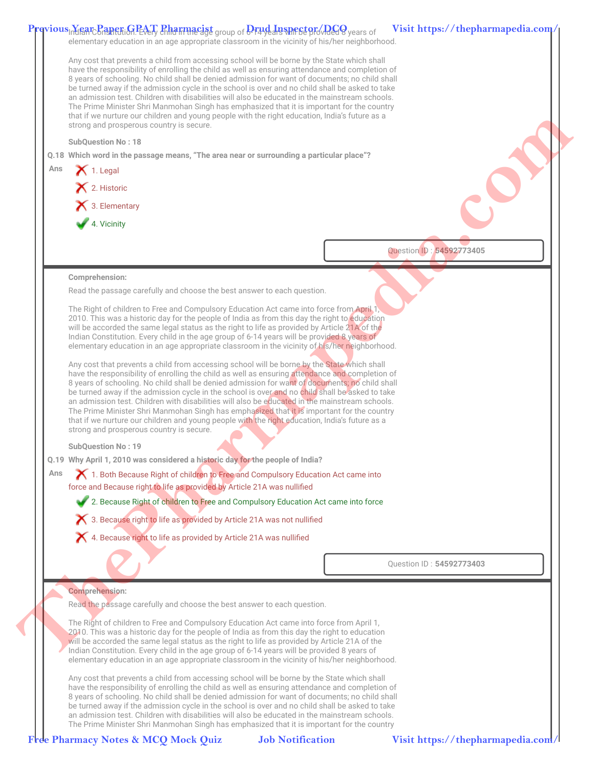Indian Constitution. Every child in the age group of 6-14 years will be provided 8 years of elementary education in an age appropriate classroom in the vicinity of his/her neighborhood.

Any cost that prevents a child from accessing school will be borne by the State which shall have the responsibility of enrolling the child as well as ensuring attendance and completion of 8 years of schooling. No child shall be denied admission for want of documents; no child shall be turned away if the admission cycle in the school is over and no child shall be asked to take an admission test. Children with disabilities will also be educated in the mainstream schools. The Prime Minister Shri Manmohan Singh has emphasized that it is important for the country that if we nurture our children and young people with the right education, India's future as a strong and prosperous country is secure.

**SubQuestion No : 18**

**Q.18 Which word in the passage means, "The area near or surrounding a particular place"?**

Ans
- ✗ 1. Legal
- ✗ 2. Historic
- ✗ 3. Elementary
- ✓ 4. Vicinity

Question ID : **54592773405**

---

**Comprehension:**

Read the passage carefully and choose the best answer to each question.

The Right of children to Free and Compulsory Education Act came into force from April 1, 2010. This was a historic day for the people of India as from this day the right to education will be accorded the same legal status as the right to life as provided by Article 21A of the Indian Constitution. Every child in the age group of 6-14 years will be provided 8 years of elementary education in an age appropriate classroom in the vicinity of his/her neighborhood.

Any cost that prevents a child from accessing school will be borne by the State which shall have the responsibility of enrolling the child as well as ensuring attendance and completion of 8 years of schooling. No child shall be denied admission for want of documents; no child shall be turned away if the admission cycle in the school is over and no child shall be asked to take an admission test. Children with disabilities will also be educated in the mainstream schools. The Prime Minister Shri Manmohan Singh has emphasized that it is important for the country that if we nurture our children and young people with the right education, India's future as a strong and prosperous country is secure.

**SubQuestion No : 19**

**Q.19 Why April 1, 2010 was considered a historic day for the people of India?**

Ans
- ✗ 1. Both Because Right of children to Free and Compulsory Education Act came into force and Because right to life as provided by Article 21A was nullified
- ✓ 2. Because Right of children to Free and Compulsory Education Act came into force
- ✗ 3. Because right to life as provided by Article 21A was not nullified
- ✗ 4. Because right to life as provided by Article 21A was nullified

Question ID : **54592773403**

---

**Comprehension:**

Read the passage carefully and choose the best answer to each question.

The Right of children to Free and Compulsory Education Act came into force from April 1, 2010. This was a historic day for the people of India as from this day the right to education will be accorded the same legal status as the right to life as provided by Article 21A of the Indian Constitution. Every child in the age group of 6-14 years will be provided 8 years of elementary education in an age appropriate classroom in the vicinity of his/her neighborhood.

Any cost that prevents a child from accessing school will be borne by the State which shall have the responsibility of enrolling the child as well as ensuring attendance and completion of 8 years of schooling. No child shall be denied admission for want of documents; no child shall be turned away if the admission cycle in the school is over and no child shall be asked to take an admission test. Children with disabilities will also be educated in the mainstream schools. The Prime Minister Shri Manmohan Singh has emphasized that it is important for the country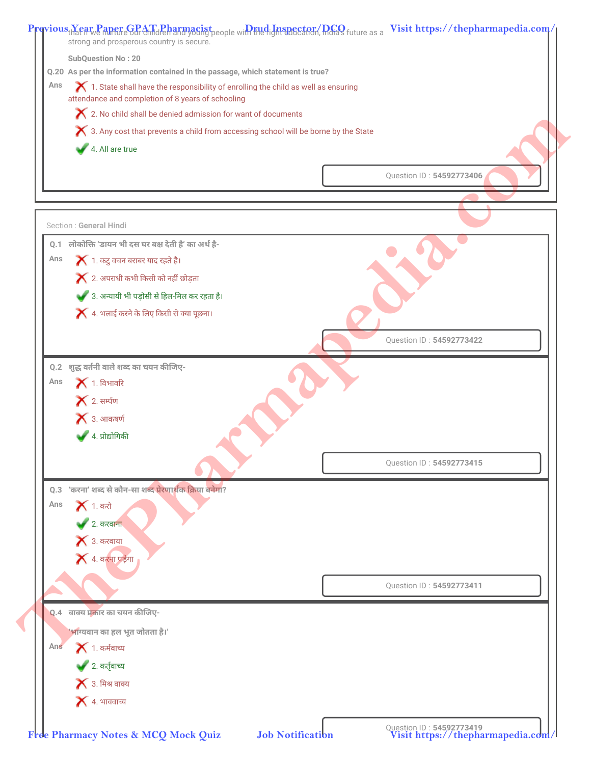that if we nurture our children and young people with the right education, India's future as a strong and prosperous country is secure.

SubQuestion No : 20

**Q.20** As per the information contained in the passage, which statement is true?

Ans

1. State shall have the responsibility of enrolling the child as well as ensuring attendance and completion of 8 years of schooling
2. No child shall be denied admission for want of documents
3. Any cost that prevents a child from accessing school will be borne by the State
4. All are true ✔

Question ID : 54592773406

Section : General Hindi

**Q.1** लोकोक्ति 'डायन भी दस घर बक्ष देती है' का अर्थ है-

Ans

1. कटु वचन बराबर याद रहते है।
2. अपराधी कभी किसी को नहीं छोड़ता
3. अन्यायी भी पड़ोसी से हिल-मिल कर रहता है। ✔
4. भलाई करने के लिए किसी से क्या पूछना।

Question ID : 54592773422

**Q.2** शुद्ध वर्तनी वाले शब्द का चयन कीजिए-

Ans

1. विभावरि
2. सर्म्पण
3. आकषर्ण
4. प्रोद्योगिकी ✔

Question ID : 54592773415

**Q.3** 'करना' शब्द से कौन-सा शब्द प्रेरणार्थक क्रिया बनेगा?

Ans

1. करो
2. करवाना ✔
3. करवाया
4. करना पड़ेगा

Question ID : 54592773411

**Q.4** वाक्य प्रकार का चयन कीजिए-

'भाग्यवान का हल भूत जोतता है।'

Ans

1. कर्मवाच्य
2. कर्तृवाच्य ✔
3. मिश्र वाक्य
4. भाववाच्य

Question ID : 54592773419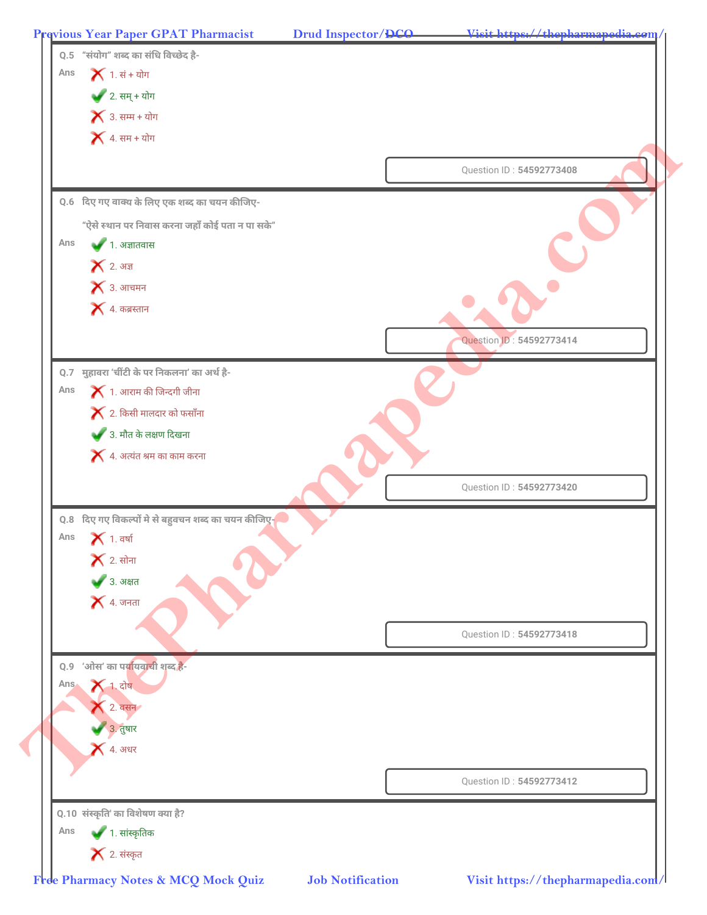**Q.5** "संयोग" शब्द का संधि विच्छेद है-

Ans
- ✗ 1. सं + योग
- ✓ 2. सम् + योग
- ✗ 3. सम्म + योग
- ✗ 4. सम + योग

Question ID : **54592773408**

---

**Q.6** दिए गए वाक्य के लिए एक शब्द का चयन कीजिए-

"ऐसे स्थान पर निवास करना जहाँ कोई पता न पा सके"

Ans
- ✓ 1. अज्ञातवास
- ✗ 2. अज्ञ
- ✗ 3. आचमन
- ✗ 4. कब्रस्तान

Question ID : **54592773414**

---

**Q.7** मुहावरा 'चींटी के पर निकलना' का अर्थ है-

Ans
- ✗ 1. आराम की जिन्दगी जीना
- ✗ 2. किसी मालदार को फसाँना
- ✓ 3. मौत के लक्षण दिखना
- ✗ 4. अत्यंत श्रम का काम करना

Question ID : **54592773420**

---

**Q.8** दिए गए विकल्पों मे से बहुवचन शब्द का चयन कीजिए-

Ans
- ✗ 1. वर्षा
- ✗ 2. सोना
- ✓ 3. अक्षत
- ✗ 4. जनता

Question ID : **54592773418**

---

**Q.9** 'ओस' का पर्यायवाची शब्द है-

Ans
- ✗ 1. दोष
- ✗ 2. वसन
- ✓ 3. तुषार
- ✗ 4. अधर

Question ID : **54592773412**

---

**Q.10** संस्कृति' का विशेषण क्या है?

Ans
- ✓ 1. सांस्कृतिक
- ✗ 2. संस्कृत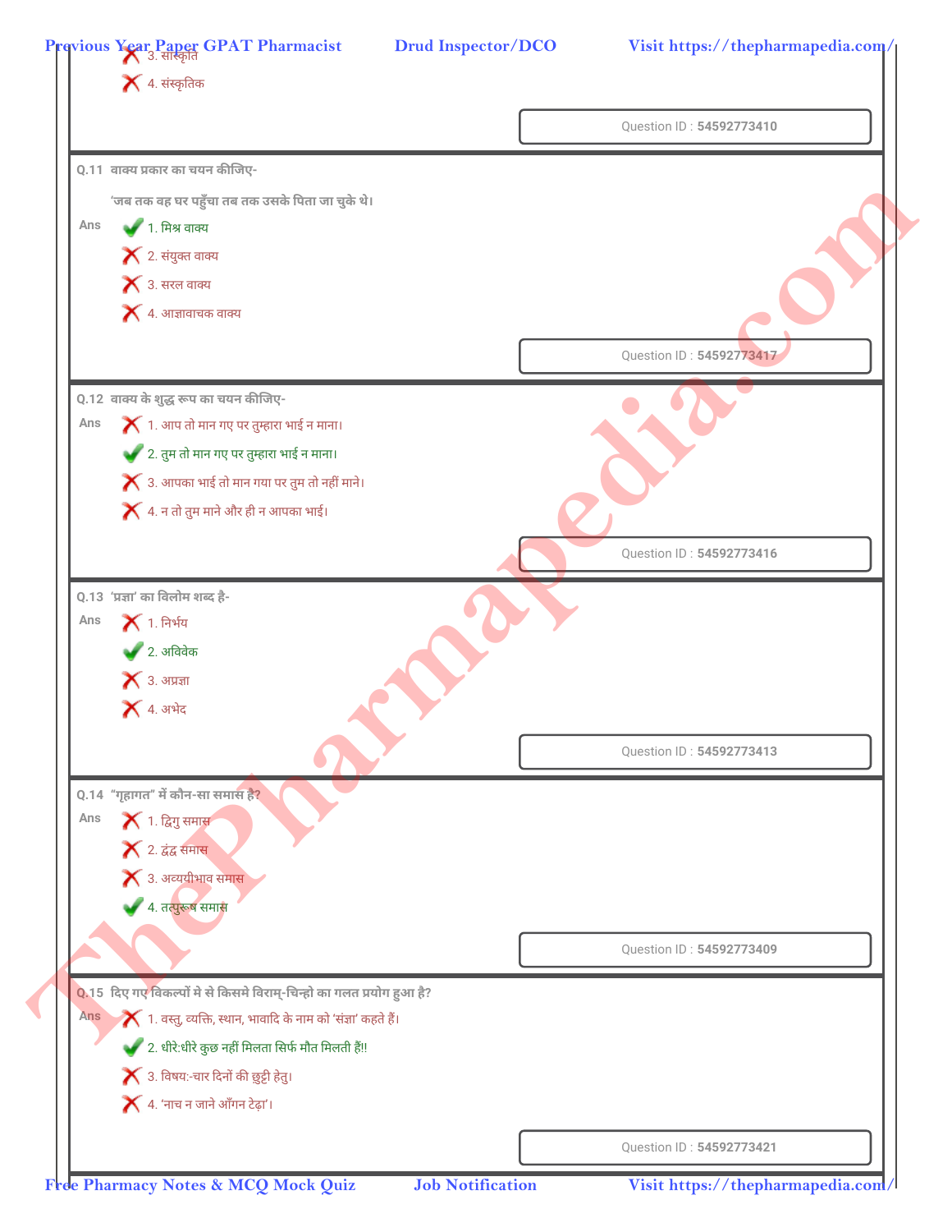3. सांस्कृति

4. संस्कृतिक

Question ID : 54592773410

**Q.11** वाक्य प्रकार का चयन कीजिए-

'जब तक वह घर पहुँचा तब तक उसके पिता जा चुके थे।

Ans
1. मिश्र वाक्य ✔
2. संयुक्त वाक्य ✘
3. सरल वाक्य ✘
4. आज्ञावाचक वाक्य ✘

Question ID : 54592773417

**Q.12** वाक्य के शुद्ध रूप का चयन कीजिए-

Ans
1. आप तो मान गए पर तुम्हारा भाई न माना। ✘
2. तुम तो मान गए पर तुम्हारा भाई न माना। ✔
3. आपका भाई तो मान गया पर तुम तो नहीं माने। ✘
4. न तो तुम माने और ही न आपका भाई। ✘

Question ID : 54592773416

**Q.13** 'प्रज्ञा' का विलोम शब्द है-

Ans
1. निर्भय ✘
2. अविवेक ✔
3. अप्रज्ञा ✘
4. अभेद ✘

Question ID : 54592773413

**Q.14** "गृहागत" में कौन-सा समास है?

Ans
1. द्विगु समास ✘
2. द्वंद्व समास ✘
3. अव्ययीभाव समास ✘
4. तत्पुरूष समास ✔

Question ID : 54592773409

**Q.15** दिए गए विकल्पों मे से किसमे विराम्-चिन्हो का गलत प्रयोग हुआ है?

Ans
1. वस्तु, व्यक्ति, स्थान, भावादि के नाम को 'संज्ञा' कहते हैं। ✘
2. धीरे:धीरे कुछ नहीं मिलता सिर्फ मौत मिलती हैं!! ✔
3. विषय:-चार दिनों की छुट्टी हेतु। ✘
4. 'नाच न जाने आँगन टेढ़ा'। ✘

Question ID : 54592773421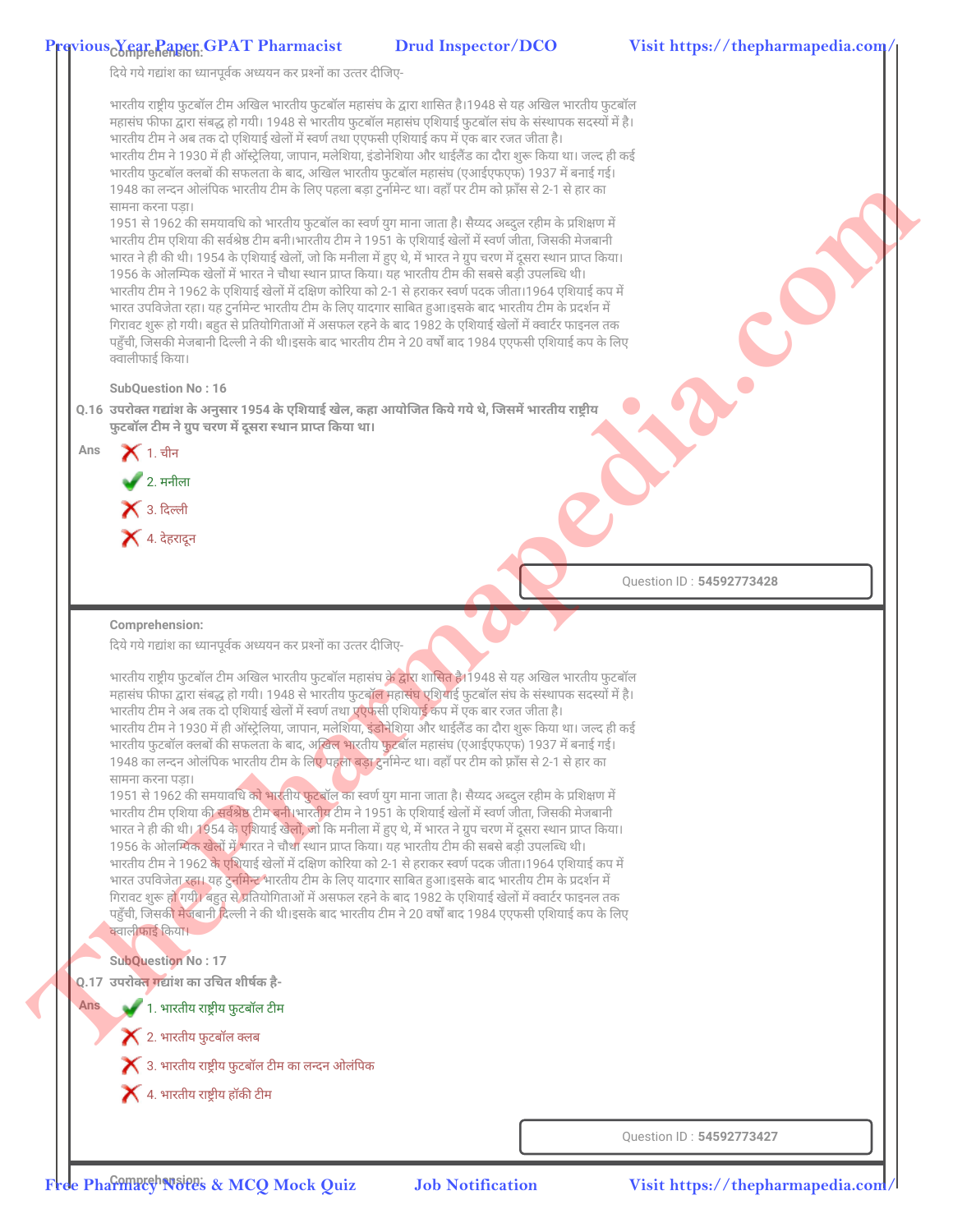Comprehension:

दिये गये गद्यांश का ध्यानपूर्वक अध्ययन कर प्रश्नों का उत्तर दीजिए-

भारतीय राष्ट्रीय फुटबॉल टीम अखिल भारतीय फुटबॉल महासंघ के द्वारा शासित है।1948 से यह अखिल भारतीय फुटबॉल महासंघ फीफा द्वारा संबद्ध हो गयी। 1948 से भारतीय फुटबॉल महासंघ एशियाई फुटबॉल संघ के संस्थापक सदस्यों में है। भारतीय टीम ने अब तक दो एशियाई खेलों में स्वर्ण तथा एएफसी एशियाई कप में एक बार रजत जीता है।
भारतीय टीम ने 1930 में ही ऑस्ट्रेलिया, जापान, मलेशिया, इंडोनेशिया और थाईलैंड का दौरा शुरू किया था। जल्द ही कई भारतीय फुटबॉल क्लबों की सफलता के बाद, अखिल भारतीय फुटबॉल महासंघ (एआईएफएफ) 1937 में बनाई गई। 1948 का लन्दन ओलंपिक भारतीय टीम के लिए पहला बड़ा टुर्नामेन्ट था। वहाँ पर टीम को फ्रॉस से 2-1 से हार का सामना करना पड़ा।
1951 से 1962 की समयावधि को भारतीय फुटबॉल का स्वर्ण युग माना जाता है। सैय्यद अब्दुल रहीम के प्रशिक्षण में भारतीय टीम एशिया की सर्वश्रेष्ठ टीम बनी।भारतीय टीम ने 1951 के एशियाई खेलों में स्वर्ण जीता, जिसकी मेजबानी भारत ने ही की थी। 1954 के एशियाई खेलों, जो कि मनीला में हुए थे, में भारत ने ग्रुप चरण में दूसरा स्थान प्राप्त किया। 1956 के ओलम्पिक खेलों में भारत ने चौथा स्थान प्राप्त किया। यह भारतीय टीम की सबसे बड़ी उपलब्धि थी।
भारतीय टीम ने 1962 के एशियाई खेलों में दक्षिण कोरिया को 2-1 से हराकर स्वर्ण पदक जीता।1964 एशियाई कप में भारत उपविजेता रहा। यह टुर्नामेन्ट भारतीय टीम के लिए यादगार साबित हुआ।इसके बाद भारतीय टीम के प्रदर्शन में गिरावट शुरू हो गयी। बहुत से प्रतियोगिताओं में असफल रहने के बाद 1982 के एशियाई खेलों में क्वार्टर फाइनल तक पहुँची, जिसकी मेजबानी दिल्ली ने की थी।इसके बाद भारतीय टीम ने 20 वर्षों बाद 1984 एएफसी एशियाई कप के लिए क्वालीफाई किया।

SubQuestion No : 16

**Q.16 उपरोक्त गद्यांश के अनुसार 1954 के एशियाई खेल, कहा आयोजित किये गये थे, जिसमें भारतीय राष्ट्रीय फुटबॉल टीम ने ग्रुप चरण में दूसरा स्थान प्राप्त किया था।**

Ans
- ✗ 1. चीन
- ✓ 2. मनीला
- ✗ 3. दिल्ली
- ✗ 4. देहरादून

Question ID : **54592773428**

---

Comprehension:

दिये गये गद्यांश का ध्यानपूर्वक अध्ययन कर प्रश्नों का उत्तर दीजिए-

भारतीय राष्ट्रीय फुटबॉल टीम अखिल भारतीय फुटबॉल महासंघ के द्वारा शासित है।1948 से यह अखिल भारतीय फुटबॉल महासंघ फीफा द्वारा संबद्ध हो गयी। 1948 से भारतीय फुटबॉल महासंघ एशियाई फुटबॉल संघ के संस्थापक सदस्यों में है। भारतीय टीम ने अब तक दो एशियाई खेलों में स्वर्ण तथा एएफसी एशियाई कप में एक बार रजत जीता है।
भारतीय टीम ने 1930 में ही ऑस्ट्रेलिया, जापान, मलेशिया, इंडोनेशिया और थाईलैंड का दौरा शुरू किया था। जल्द ही कई भारतीय फुटबॉल क्लबों की सफलता के बाद, अखिल भारतीय फुटबॉल महासंघ (एआईएफएफ) 1937 में बनाई गई। 1948 का लन्दन ओलंपिक भारतीय टीम के लिए पहला बड़ा टुर्नामेन्ट था। वहाँ पर टीम को फ्रॉस से 2-1 से हार का सामना करना पड़ा।
1951 से 1962 की समयावधि को भारतीय फुटबॉल का स्वर्ण युग माना जाता है। सैय्यद अब्दुल रहीम के प्रशिक्षण में भारतीय टीम एशिया की सर्वश्रेष्ठ टीम बनी।भारतीय टीम ने 1951 के एशियाई खेलों में स्वर्ण जीता, जिसकी मेजबानी भारत ने ही की थी। 1954 के एशियाई खेलों, जो कि मनीला में हुए थे, में भारत ने ग्रुप चरण में दूसरा स्थान प्राप्त किया। 1956 के ओलम्पिक खेलों में भारत ने चौथा स्थान प्राप्त किया। यह भारतीय टीम की सबसे बड़ी उपलब्धि थी।
भारतीय टीम ने 1962 के एशियाई खेलों में दक्षिण कोरिया को 2-1 से हराकर स्वर्ण पदक जीता।1964 एशियाई कप में भारत उपविजेता रहा। यह टुर्नामेन्ट भारतीय टीम के लिए यादगार साबित हुआ।इसके बाद भारतीय टीम के प्रदर्शन में गिरावट शुरू हो गयी। बहुत से प्रतियोगिताओं में असफल रहने के बाद 1982 के एशियाई खेलों में क्वार्टर फाइनल तक पहुँची, जिसकी मेजबानी दिल्ली ने की थी।इसके बाद भारतीय टीम ने 20 वर्षों बाद 1984 एएफसी एशियाई कप के लिए क्वालीफाई किया।

SubQuestion No : 17

**Q.17 उपरोक्त गद्यांश का उचित शीर्षक है-**

Ans
- ✓ 1. भारतीय राष्ट्रीय फुटबॉल टीम
- ✗ 2. भारतीय फुटबॉल क्लब
- ✗ 3. भारतीय राष्ट्रीय फुटबॉल टीम का लन्दन ओलंपिक
- ✗ 4. भारतीय राष्ट्रीय हॉकी टीम

Question ID : **54592773427**

---

Comprehension: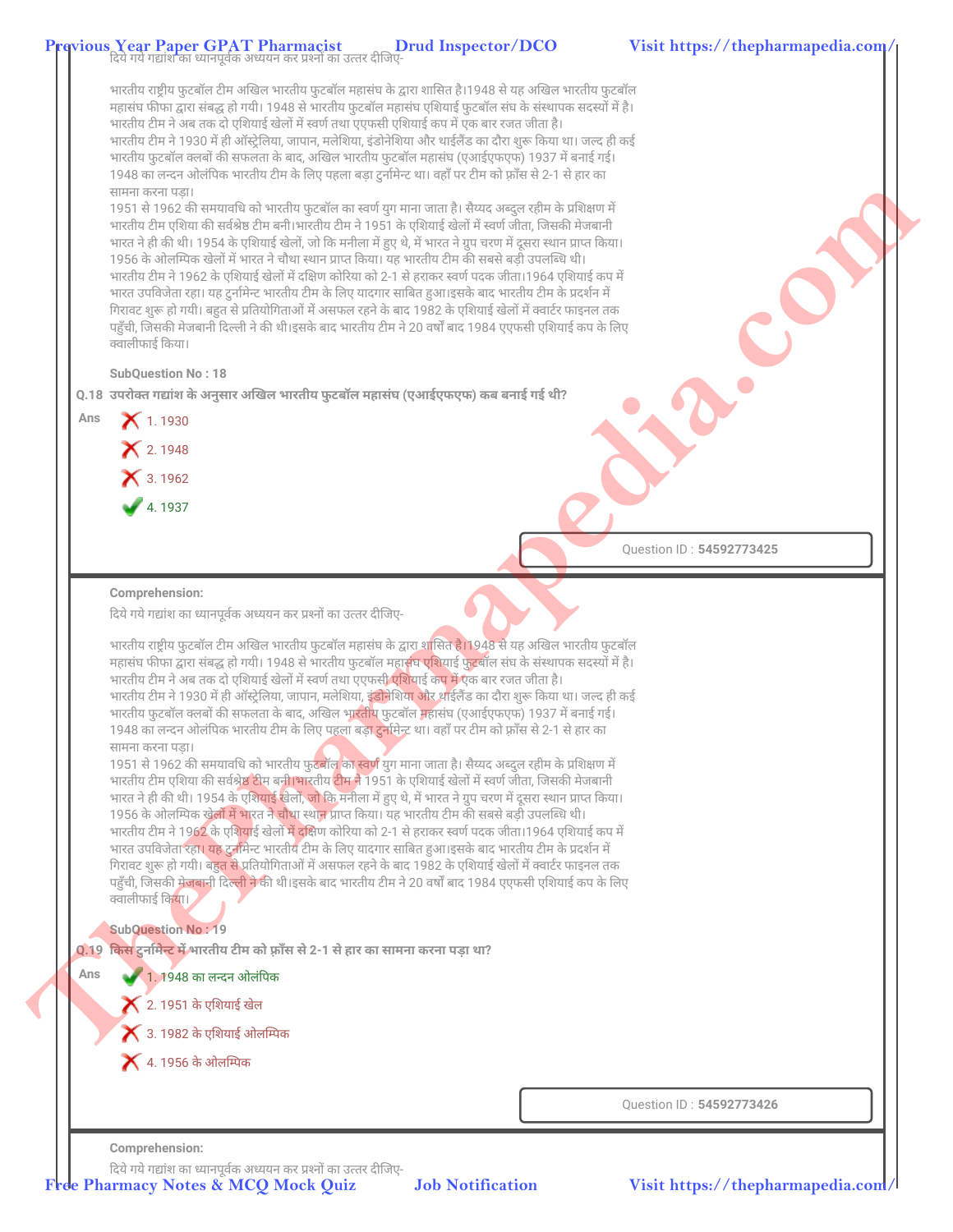दिये गये गद्यांश का ध्यानपूर्वक अध्ययन कर प्रश्नों का उत्तर दीजिए-

भारतीय राष्ट्रीय फुटबॉल टीम अखिल भारतीय फुटबॉल महासंघ के द्वारा शासित है।1948 से यह अखिल भारतीय फुटबॉल महासंघ फीफा द्वारा संबद्ध हो गयी। 1948 से भारतीय फुटबॉल महासंघ एशियाई फुटबॉल संघ के संस्थापक सदस्यों में है। भारतीय टीम ने अब तक दो एशियाई खेलों में स्वर्ण तथा एएफसी एशियाई कप में एक बार रजत जीता है।
भारतीय टीम ने 1930 में ही ऑस्ट्रेलिया, जापान, मलेशिया, इंडोनेशिया और थाईलैंड का दौरा शुरू किया था। जल्द ही कई भारतीय फुटबॉल क्लबों की सफलता के बाद, अखिल भारतीय फुटबॉल महासंघ (एआईएफएफ) 1937 में बनाई गई। 1948 का लन्दन ओलंपिक भारतीय टीम के लिए पहला बड़ा टुर्नामेन्ट था। वहाँ पर टीम को फ्राँस से 2-1 से हार का सामना करना पड़ा।
1951 से 1962 की समयावधि को भारतीय फुटबॉल का स्वर्ण युग माना जाता है। सैय्यद अब्दुल रहीम के प्रशिक्षण में भारतीय टीम एशिया की सर्वश्रेष्ठ टीम बनी।भारतीय टीम ने 1951 के एशियाई खेलों में स्वर्ण जीता, जिसकी मेजबानी भारत ने ही की थी। 1954 के एशियाई खेलों, जो कि मनीला में हुए थे, में भारत ने ग्रुप चरण में दूसरा स्थान प्राप्त किया। 1956 के ओलम्पिक खेलों में भारत ने चौथा स्थान प्राप्त किया। यह भारतीय टीम की सबसे बड़ी उपलब्धि थी। भारतीय टीम ने 1962 के एशियाई खेलों में दक्षिण कोरिया को 2-1 से हराकर स्वर्ण पदक जीता।1964 एशियाई कप में भारत उपविजेता रहा। यह टुर्नामेन्ट भारतीय टीम के लिए यादगार साबित हुआ।इसके बाद भारतीय टीम के प्रदर्शन में गिरावट शुरू हो गयी। बहुत से प्रतियोगिताओं में असफल रहने के बाद 1982 के एशियाई खेलों में क्वार्टर फाइनल तक पहुँची, जिसकी मेजबानी दिल्ली ने की थी।इसके बाद भारतीय टीम ने 20 वर्षों बाद 1984 एएफसी एशियाई कप के लिए क्वालीफाई किया।

**SubQuestion No : 18**

**Q.18 उपरोक्त गद्यांश के अनुसार अखिल भारतीय फुटबॉल महासंघ (एआईएफएफ) कब बनाई गई थी?**

Ans
- ✗ 1. 1930
- ✗ 2. 1948
- ✗ 3. 1962
- ✓ 4. 1937

Question ID : **54592773425**

---

**Comprehension:**

दिये गये गद्यांश का ध्यानपूर्वक अध्ययन कर प्रश्नों का उत्तर दीजिए-

भारतीय राष्ट्रीय फुटबॉल टीम अखिल भारतीय फुटबॉल महासंघ के द्वारा शासित है।1948 से यह अखिल भारतीय फुटबॉल महासंघ फीफा द्वारा संबद्ध हो गयी। 1948 से भारतीय फुटबॉल महासंघ एशियाई फुटबॉल संघ के संस्थापक सदस्यों में है। भारतीय टीम ने अब तक दो एशियाई खेलों में स्वर्ण तथा एएफसी एशियाई कप में एक बार रजत जीता है।
भारतीय टीम ने 1930 में ही ऑस्ट्रेलिया, जापान, मलेशिया, इंडोनेशिया और थाईलैंड का दौरा शुरू किया था। जल्द ही कई भारतीय फुटबॉल क्लबों की सफलता के बाद, अखिल भारतीय फुटबॉल महासंघ (एआईएफएफ) 1937 में बनाई गई। 1948 का लन्दन ओलंपिक भारतीय टीम के लिए पहला बड़ा टुर्नामेन्ट था। वहाँ पर टीम को फ्राँस से 2-1 से हार का सामना करना पड़ा।
1951 से 1962 की समयावधि को भारतीय फुटबॉल का स्वर्ण युग माना जाता है। सैय्यद अब्दुल रहीम के प्रशिक्षण में भारतीय टीम एशिया की सर्वश्रेष्ठ टीम बनी।भारतीय टीम ने 1951 के एशियाई खेलों में स्वर्ण जीता, जिसकी मेजबानी भारत ने ही की थी। 1954 के एशियाई खेलों, जो कि मनीला में हुए थे, में भारत ने ग्रुप चरण में दूसरा स्थान प्राप्त किया। 1956 के ओलम्पिक खेलों में भारत ने चौथा स्थान प्राप्त किया। यह भारतीय टीम की सबसे बड़ी उपलब्धि थी। भारतीय टीम ने 1962 के एशियाई खेलों में दक्षिण कोरिया को 2-1 से हराकर स्वर्ण पदक जीता।1964 एशियाई कप में भारत उपविजेता रहा। यह टुर्नामेन्ट भारतीय टीम के लिए यादगार साबित हुआ।इसके बाद भारतीय टीम के प्रदर्शन में गिरावट शुरू हो गयी। बहुत से प्रतियोगिताओं में असफल रहने के बाद 1982 के एशियाई खेलों में क्वार्टर फाइनल तक पहुँची, जिसकी मेजबानी दिल्ली ने की थी।इसके बाद भारतीय टीम ने 20 वर्षों बाद 1984 एएफसी एशियाई कप के लिए क्वालीफाई किया।

**SubQuestion No : 19**

**Q.19 किस टुर्नामेन्ट में भारतीय टीम को फ्राँस से 2-1 से हार का सामना करना पड़ा था?**

Ans
- ✓ 1. 1948 का लन्दन ओलंपिक
- ✗ 2. 1951 के एशियाई खेल
- ✗ 3. 1982 के एशियाई ओलम्पिक
- ✗ 4. 1956 के ओलम्पिक

Question ID : **54592773426**

---

**Comprehension:**

दिये गये गद्यांश का ध्यानपूर्वक अध्ययन कर प्रश्नों का उत्तर दीजिए-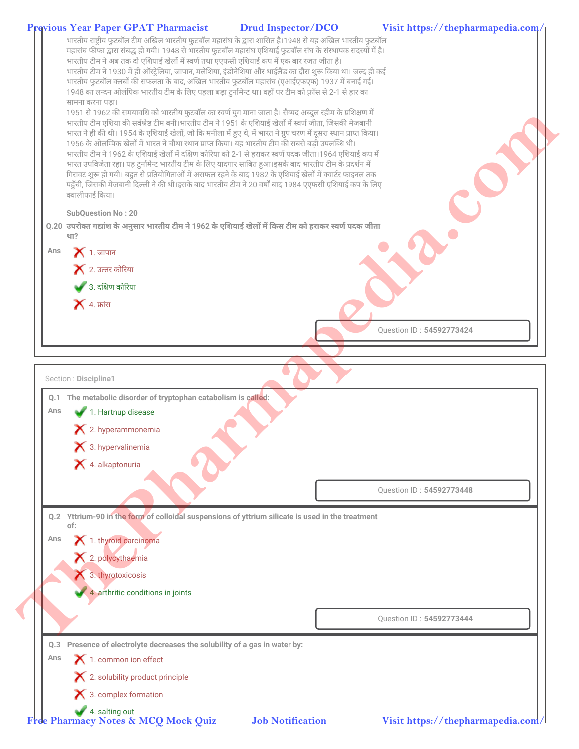भारतीय राष्ट्रीय फुटबॉल टीम अखिल भारतीय फुटबॉल महासंघ के द्वारा शासित है।1948 से यह अखिल भारतीय फुटबॉल महासंघ फीफा द्वारा संबद्ध हो गयी। 1948 से भारतीय फुटबॉल महासंघ एशियाई फुटबॉल संघ के संस्थापक सदस्यों में है। भारतीय टीम ने अब तक दो एशियाई खेलों में स्वर्ण तथा एएफसी एशियाई कप में एक बार रजत जीता है।
भारतीय टीम ने 1930 में ही ऑस्ट्रेलिया, जापान, मलेशिया, इंडोनेशिया और थाईलैंड का दौरा शुरू किया था। जल्द ही कई भारतीय फुटबॉल क्लबों की सफलता के बाद, अखिल भारतीय फुटबॉल महासंघ (एआईएफएफ) 1937 में बनाई गई। 1948 का लन्दन ओलंपिक भारतीय टीम के लिए पहला बड़ा टुर्नामेन्ट था। वहाँ पर टीम को फ़्राँस से 2-1 से हार का सामना करना पड़ा।
1951 से 1962 की समयावधि को भारतीय फुटबॉल का स्वर्ण युग माना जाता है। सैय्यद अब्दुल रहीम के प्रशिक्षण में भारतीय टीम एशिया की सर्वश्रेष्ठ टीम बनी।भारतीय टीम ने 1951 के एशियाई खेलों में स्वर्ण जीता, जिसकी मेजबानी भारत ने ही की थी। 1954 के एशियाई खेलों, जो कि मनीला में हुए थे, में भारत ने ग्रुप चरण में दूसरा स्थान प्राप्त किया। 1956 के ओलम्पिक खेलों में भारत ने चौथा स्थान प्राप्त किया। यह भारतीय टीम की सबसे बड़ी उपलब्धि थी।
भारतीय टीम ने 1962 के एशियाई खेलों में दक्षिण कोरिया को 2-1 से हराकर स्वर्ण पदक जीता।1964 एशियाई कप में भारत उपविजेता रहा। यह टुर्नामेन्ट भारतीय टीम के लिए यादगार साबित हुआ।इसके बाद भारतीय टीम के प्रदर्शन में गिरावट शुरू हो गयी। बहुत से प्रतियोगिताओं में असफल रहने के बाद 1982 के एशियाई खेलों में क्वार्टर फाइनल तक पहुँची, जिसकी मेजबानी दिल्ली ने की थी।इसके बाद भारतीय टीम ने 20 वर्षों बाद 1984 एएफसी एशियाई कप के लिए क्वालीफाई किया।

SubQuestion No : 20

**Q.20 उपरोक्त गद्यांश के अनुसार भारतीय टीम ने 1962 के एशियाई खेलों में किस टीम को हराकर स्वर्ण पदक जीता था?**

Ans
- ✗ 1. जापान
- ✗ 2. उत्तर कोरिया
- ✓ 3. दक्षिण कोरिया
- ✗ 4. फ्रांस

Question ID : 54592773424

Section : Discipline1

**Q.1 The metabolic disorder of tryptophan catabolism is called:**

Ans
- ✓ 1. Hartnup disease
- ✗ 2. hyperammonemia
- ✗ 3. hypervalinemia
- ✗ 4. alkaptonuria

Question ID : 54592773448

**Q.2 Yttrium-90 in the form of colloidal suspensions of yttrium silicate is used in the treatment of:**

Ans
- ✗ 1. thyroid carcinoma
- ✗ 2. polycythaemia
- ✗ 3. thyrotoxicosis
- ✓ 4. arthritic conditions in joints

Question ID : 54592773444

**Q.3 Presence of electrolyte decreases the solubility of a gas in water by:**

Ans
- ✗ 1. common ion effect
- ✗ 2. solubility product principle
- ✗ 3. complex formation
- ✓ 4. salting out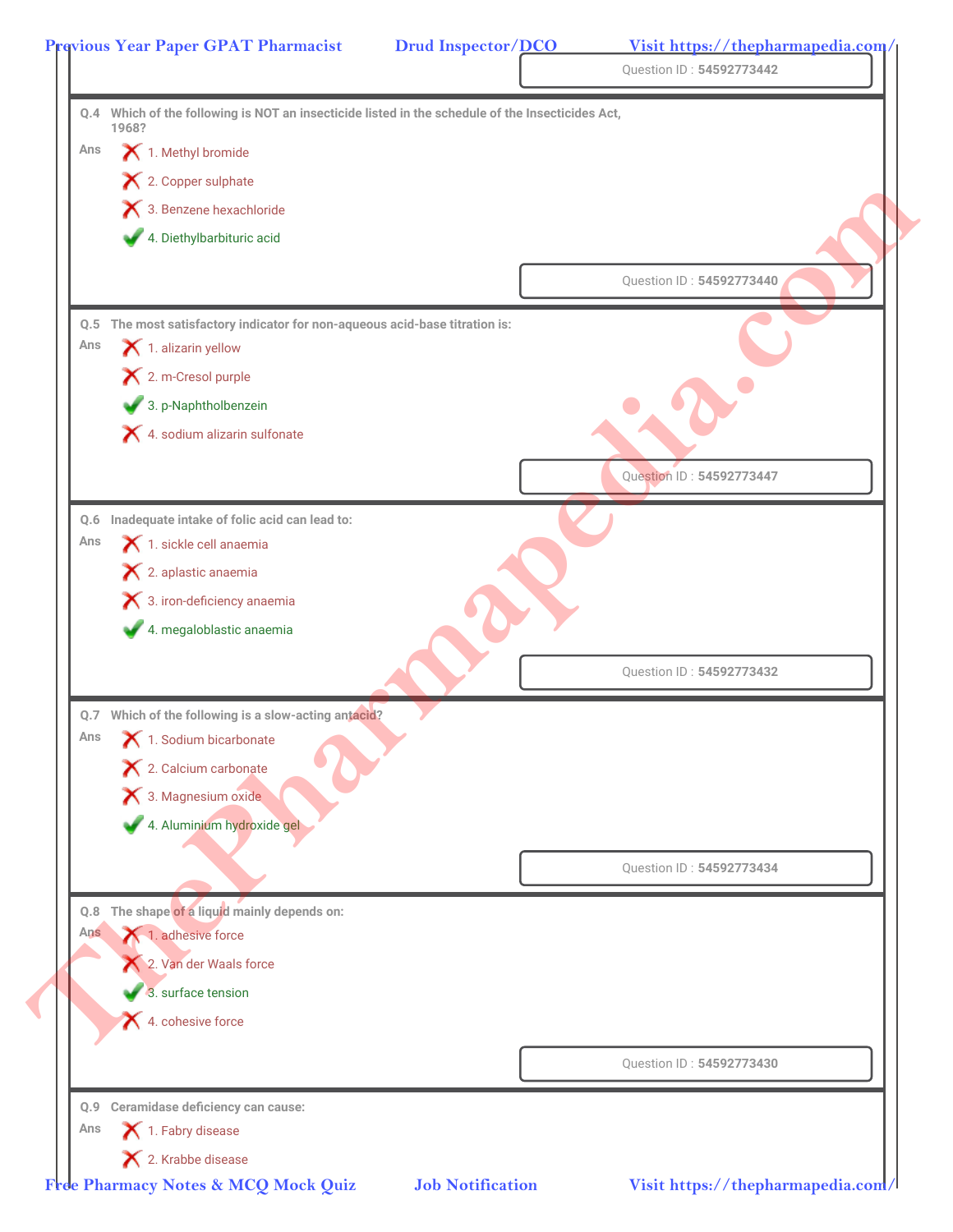Question ID : **54592773442**

**Q.4** Which of the following is NOT an insecticide listed in the schedule of the Insecticides Act, 1968?

Ans
- ✗ 1. Methyl bromide
- ✗ 2. Copper sulphate
- ✗ 3. Benzene hexachloride
- ✓ 4. Diethylbarbituric acid

Question ID : **54592773440**

**Q.5** The most satisfactory indicator for non-aqueous acid-base titration is:

Ans
- ✗ 1. alizarin yellow
- ✗ 2. m-Cresol purple
- ✓ 3. p-Naphtholbenzein
- ✗ 4. sodium alizarin sulfonate

Question ID : **54592773447**

**Q.6** Inadequate intake of folic acid can lead to:

Ans
- ✗ 1. sickle cell anaemia
- ✗ 2. aplastic anaemia
- ✗ 3. iron-deficiency anaemia
- ✓ 4. megaloblastic anaemia

Question ID : **54592773432**

**Q.7** Which of the following is a slow-acting antacid?

Ans
- ✗ 1. Sodium bicarbonate
- ✗ 2. Calcium carbonate
- ✗ 3. Magnesium oxide
- ✓ 4. Aluminium hydroxide gel

Question ID : **54592773434**

**Q.8** The shape of a liquid mainly depends on:

Ans
- ✗ 1. adhesive force
- ✗ 2. Van der Waals force
- ✓ 3. surface tension
- ✗ 4. cohesive force

Question ID : **54592773430**

**Q.9** Ceramidase deficiency can cause:

Ans
- ✗ 1. Fabry disease
- ✗ 2. Krabbe disease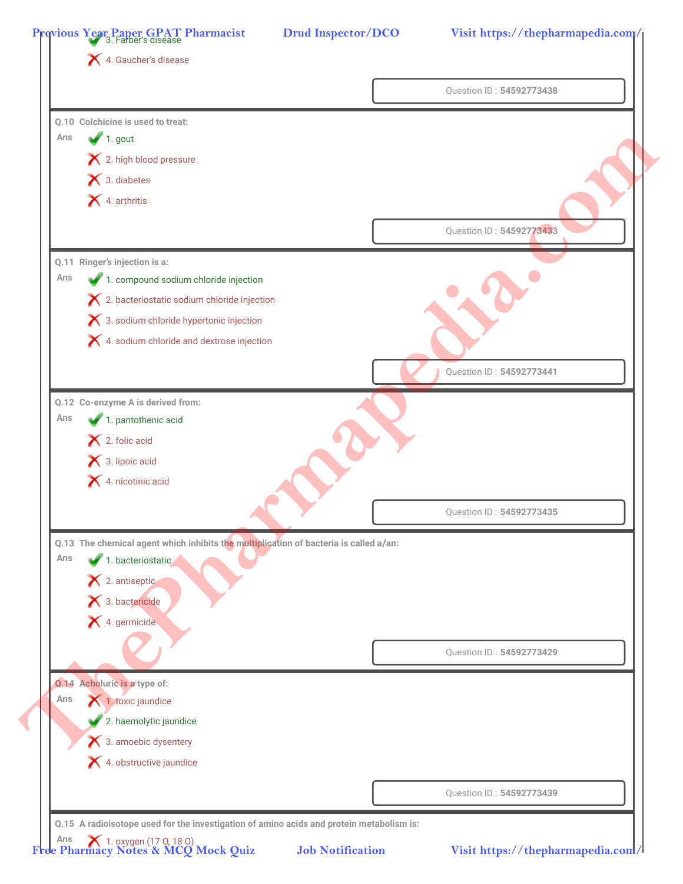✔ 3. Farber's disease

✘ 4. Gaucher's disease

Question ID : **54592773438**

**Q.10 Colchicine is used to treat:**

Ans

✔ 1. gout

✘ 2. high blood pressure

✘ 3. diabetes

✘ 4. arthritis

Question ID : **54592773433**

**Q.11 Ringer's injection is a:**

Ans

✔ 1. compound sodium chloride injection

✘ 2. bacteriostatic sodium chloride injection

✘ 3. sodium chloride hypertonic injection

✘ 4. sodium chloride and dextrose injection

Question ID : **54592773441**

**Q.12 Co-enzyme A is derived from:**

Ans

✔ 1. pantothenic acid

✘ 2. folic acid

✘ 3. lipoic acid

✘ 4. nicotinic acid

Question ID : **54592773435**

**Q.13 The chemical agent which inhibits the multiplication of bacteria is called a/an:**

Ans

✔ 1. bacteriostatic

✘ 2. antiseptic

✘ 3. bactericide

✘ 4. germicide

Question ID : **54592773429**

**Q.14 Acholuric is a type of:**

Ans

✘ 1. toxic jaundice

✔ 2. haemolytic jaundice

✘ 3. amoebic dysentery

✘ 4. obstructive jaundice

Question ID : **54592773439**

**Q.15 A radioisotope used for the investigation of amino acids and protein metabolism is:**

Ans

✘ 1. oxygen (17 O, 18 O)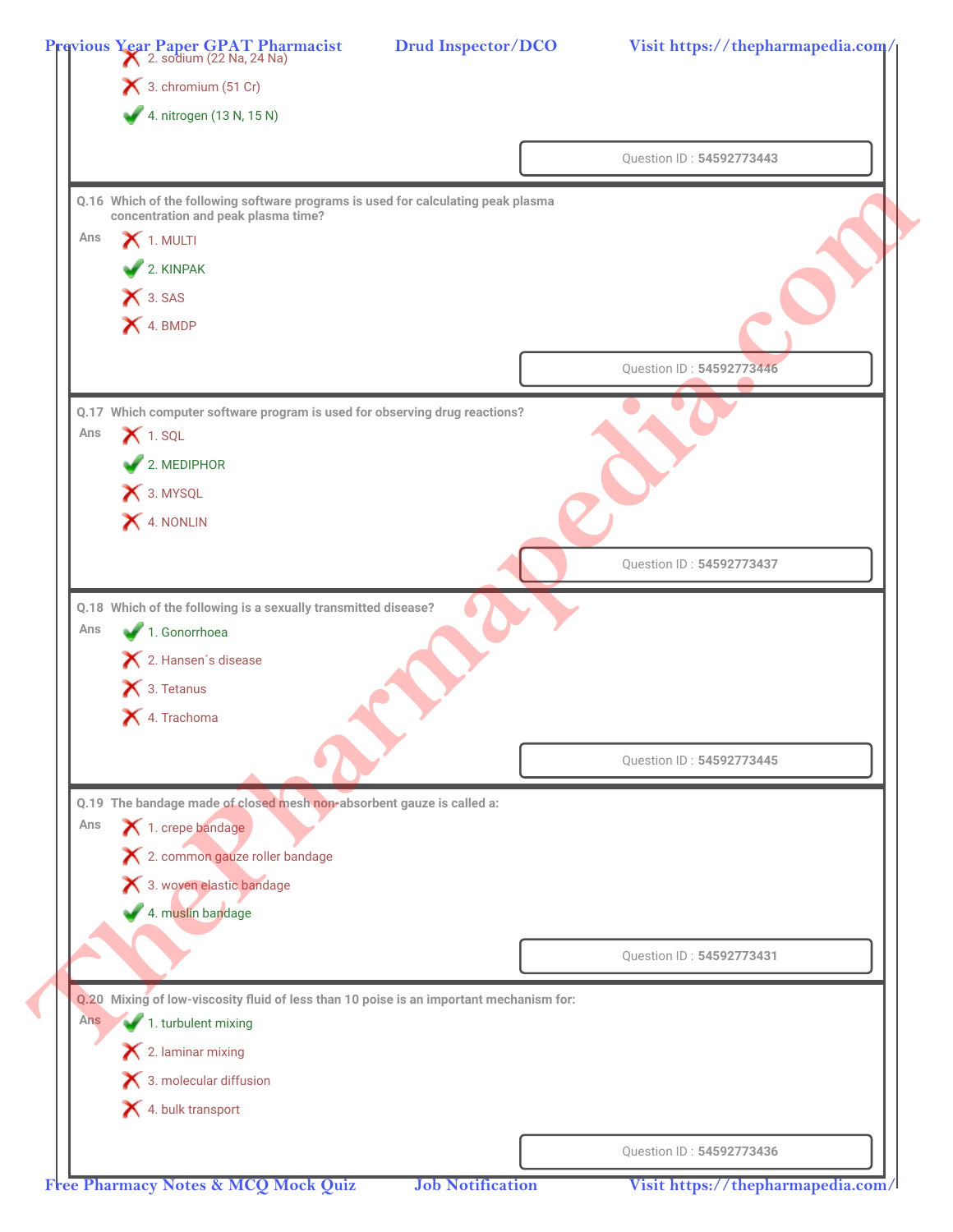2. sodium (22 Na, 24 Na)

3. chromium (51 Cr)

4. nitrogen (13 N, 15 N) ✔

Question ID : **54592773443**

---

**Q.16** Which of the following software programs is used for calculating peak plasma concentration and peak plasma time?

Ans

1. MULTI

2. KINPAK ✔

3. SAS

4. BMDP

Question ID : **54592773446**

---

**Q.17** Which computer software program is used for observing drug reactions?

Ans

1. SQL

2. MEDIPHOR ✔

3. MYSQL

4. NONLIN

Question ID : **54592773437**

---

**Q.18** Which of the following is a sexually transmitted disease?

Ans

1. Gonorrhoea ✔

2. Hansen´s disease

3. Tetanus

4. Trachoma

Question ID : **54592773445**

---

**Q.19** The bandage made of closed mesh non-absorbent gauze is called a:

Ans

1. crepe bandage

2. common gauze roller bandage

3. woven elastic bandage

4. muslin bandage ✔

Question ID : **54592773431**

---

**Q.20** Mixing of low-viscosity fluid of less than 10 poise is an important mechanism for:

Ans

1. turbulent mixing ✔

2. laminar mixing

3. molecular diffusion

4. bulk transport

Question ID : **54592773436**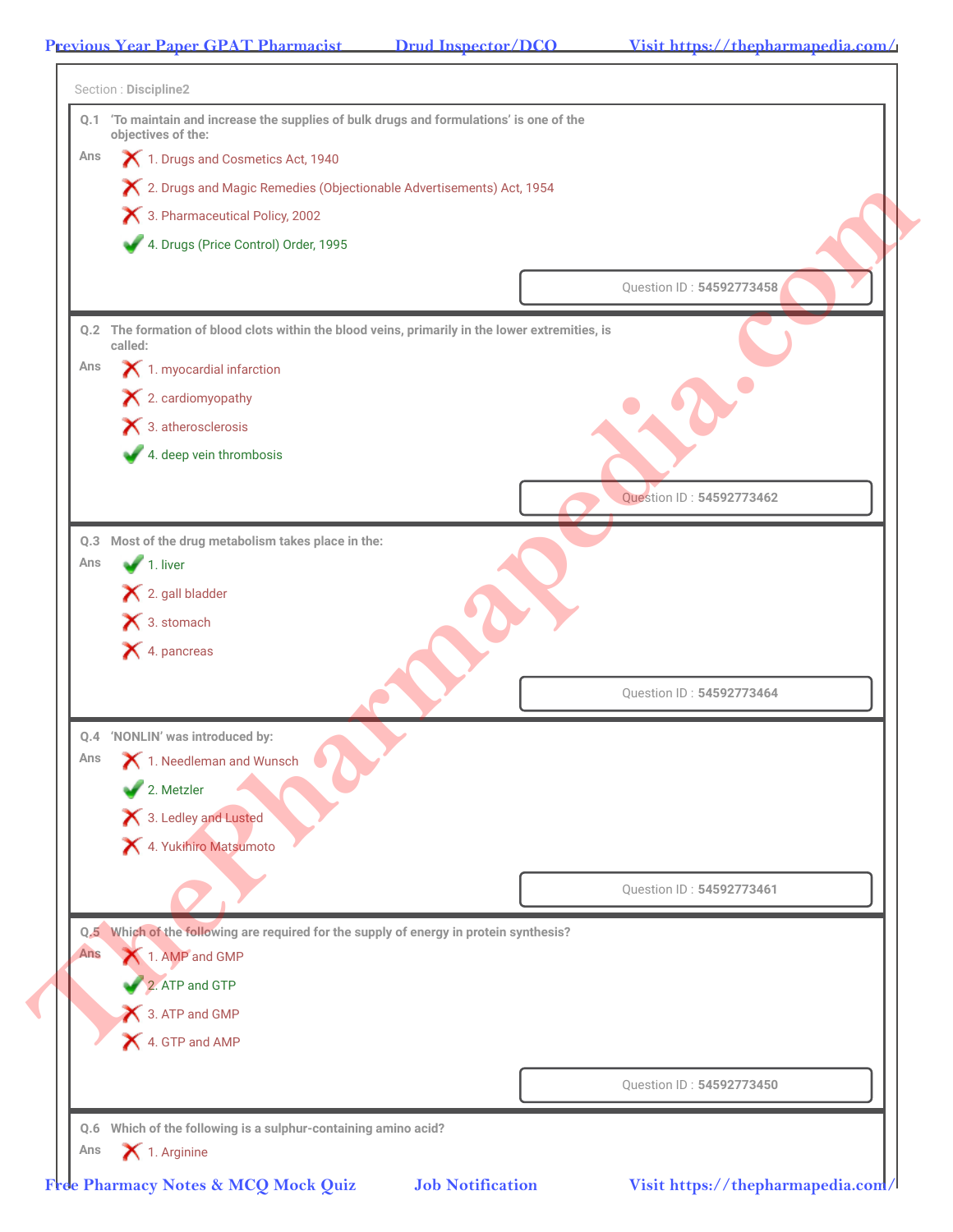Section : **Discipline2**

**Q.1** 'To maintain and increase the supplies of bulk drugs and formulations' is one of the objectives of the:

Ans
✗ 1. Drugs and Cosmetics Act, 1940
✗ 2. Drugs and Magic Remedies (Objectionable Advertisements) Act, 1954
✗ 3. Pharmaceutical Policy, 2002
✓ 4. Drugs (Price Control) Order, 1995

Question ID : **54592773458**

**Q.2** The formation of blood clots within the blood veins, primarily in the lower extremities, is called:

Ans
✗ 1. myocardial infarction
✗ 2. cardiomyopathy
✗ 3. atherosclerosis
✓ 4. deep vein thrombosis

Question ID : **54592773462**

**Q.3** Most of the drug metabolism takes place in the:

Ans
✓ 1. liver
✗ 2. gall bladder
✗ 3. stomach
✗ 4. pancreas

Question ID : **54592773464**

**Q.4** 'NONLIN' was introduced by:

Ans
✗ 1. Needleman and Wunsch
✓ 2. Metzler
✗ 3. Ledley and Lusted
✗ 4. Yukihiro Matsumoto

Question ID : **54592773461**

**Q.5** Which of the following are required for the supply of energy in protein synthesis?

Ans
✗ 1. AMP and GMP
✓ 2. ATP and GTP
✗ 3. ATP and GMP
✗ 4. GTP and AMP

Question ID : **54592773450**

**Q.6** Which of the following is a sulphur-containing amino acid?

Ans
✗ 1. Arginine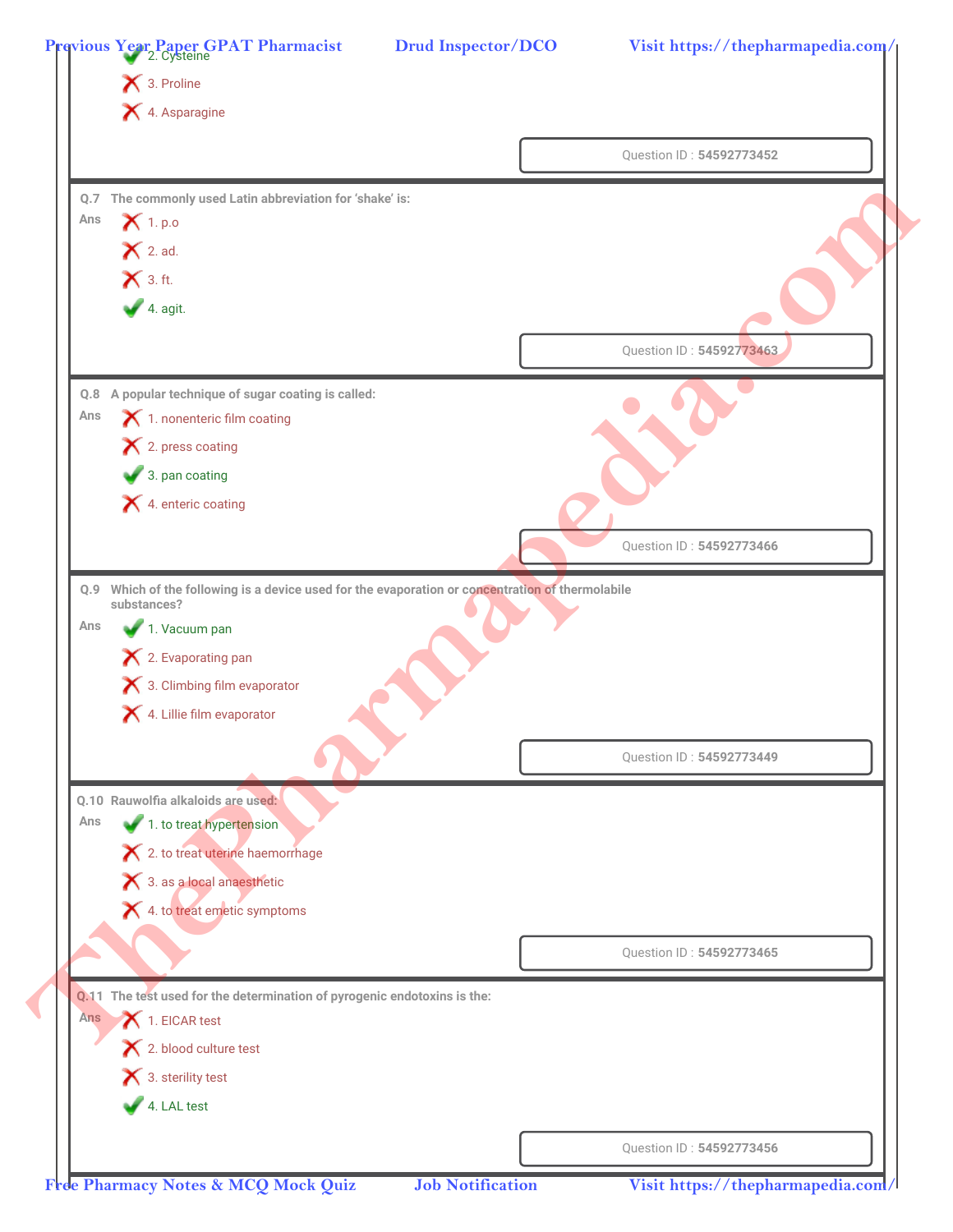2. Cysteine ✔

3. Proline ✘

4. Asparagine ✘

Question ID : **54592773452**

---

**Q.7** The commonly used Latin abbreviation for 'shake' is:

Ans

1. p.o ✘

2. ad. ✘

3. ft. ✘

4. agit. ✔

Question ID : **54592773463**

---

**Q.8** A popular technique of sugar coating is called:

Ans

1. nonenteric film coating ✘

2. press coating ✘

3. pan coating ✔

4. enteric coating ✘

Question ID : **54592773466**

---

**Q.9** Which of the following is a device used for the evaporation or concentration of thermolabile substances?

Ans

1. Vacuum pan ✔

2. Evaporating pan ✘

3. Climbing film evaporator ✘

4. Lillie film evaporator ✘

Question ID : **54592773449**

---

**Q.10** Rauwolfia alkaloids are used:

Ans

1. to treat hypertension ✔

2. to treat uterine haemorrhage ✘

3. as a local anaesthetic ✘

4. to treat emetic symptoms ✘

Question ID : **54592773465**

---

**Q.11** The test used for the determination of pyrogenic endotoxins is the:

Ans

1. EICAR test ✘

2. blood culture test ✘

3. sterility test ✘

4. LAL test ✔

Question ID : **54592773456**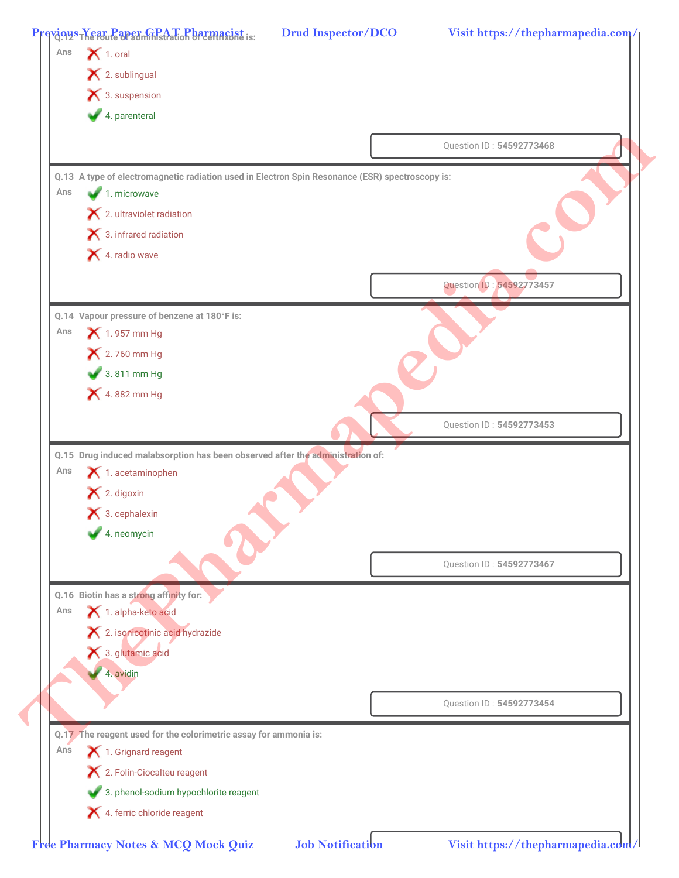Q.12 The route of administration of ceftrixone is:

Ans
- ✗ 1. oral
- ✗ 2. sublingual
- ✗ 3. suspension
- ✓ 4. parenteral

Question ID : **54592773468**

---

Q.13 A type of electromagnetic radiation used in Electron Spin Resonance (ESR) spectroscopy is:

Ans
- ✓ 1. microwave
- ✗ 2. ultraviolet radiation
- ✗ 3. infrared radiation
- ✗ 4. radio wave

Question ID : **54592773457**

---

Q.14 Vapour pressure of benzene at 180°F is:

Ans
- ✗ 1. 957 mm Hg
- ✗ 2. 760 mm Hg
- ✓ 3. 811 mm Hg
- ✗ 4. 882 mm Hg

Question ID : **54592773453**

---

Q.15 Drug induced malabsorption has been observed after the administration of:

Ans
- ✗ 1. acetaminophen
- ✗ 2. digoxin
- ✗ 3. cephalexin
- ✓ 4. neomycin

Question ID : **54592773467**

---

Q.16 Biotin has a strong affinity for:

Ans
- ✗ 1. alpha-keto acid
- ✗ 2. isonicotinic acid hydrazide
- ✗ 3. glutamic acid
- ✓ 4. avidin

Question ID : **54592773454**

---

Q.17 The reagent used for the colorimetric assay for ammonia is:

Ans
- ✗ 1. Grignard reagent
- ✗ 2. Folin-Ciocalteu reagent
- ✓ 3. phenol-sodium hypochlorite reagent
- ✗ 4. ferric chloride reagent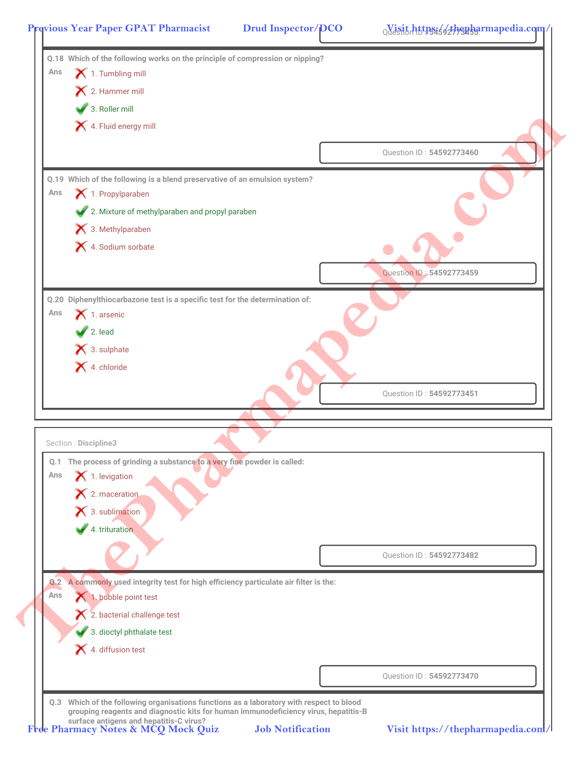Question ID : 54592773455

**Q.18** Which of the following works on the principle of compression or nipping?

Ans
1. Tumbling mill ✗
2. Hammer mill ✗
3. Roller mill ✓
4. Fluid energy mill ✗

Question ID : **54592773460**

**Q.19** Which of the following is a blend preservative of an emulsion system?

Ans
1. Propylparaben ✗
2. Mixture of methylparaben and propyl paraben ✓
3. Methylparaben ✗
4. Sodium sorbate ✗

Question ID : **54592773459**

**Q.20** Diphenylthiocarbazone test is a specific test for the determination of:

Ans
1. arsenic ✗
2. lead ✓
3. sulphate ✗
4. chloride ✗

Question ID : **54592773451**

Section : **Discipline3**

**Q.1** The process of grinding a substance to a very fine powder is called:

Ans
1. levigation ✗
2. maceration ✗
3. sublimation ✗
4. trituration ✓

Question ID : **54592773482**

**Q.2** A commonly used integrity test for high efficiency particulate air filter is the:

Ans
1. bubble point test ✗
2. bacterial challenge test ✗
3. dioctyl phthalate test ✓
4. diffusion test ✗

Question ID : **54592773470**

**Q.3** Which of the following organisations functions as a laboratory with respect to blood grouping reagents and diagnostic kits for human immunodeficiency virus, hepatitis-B surface antigens and hepatitis-C virus?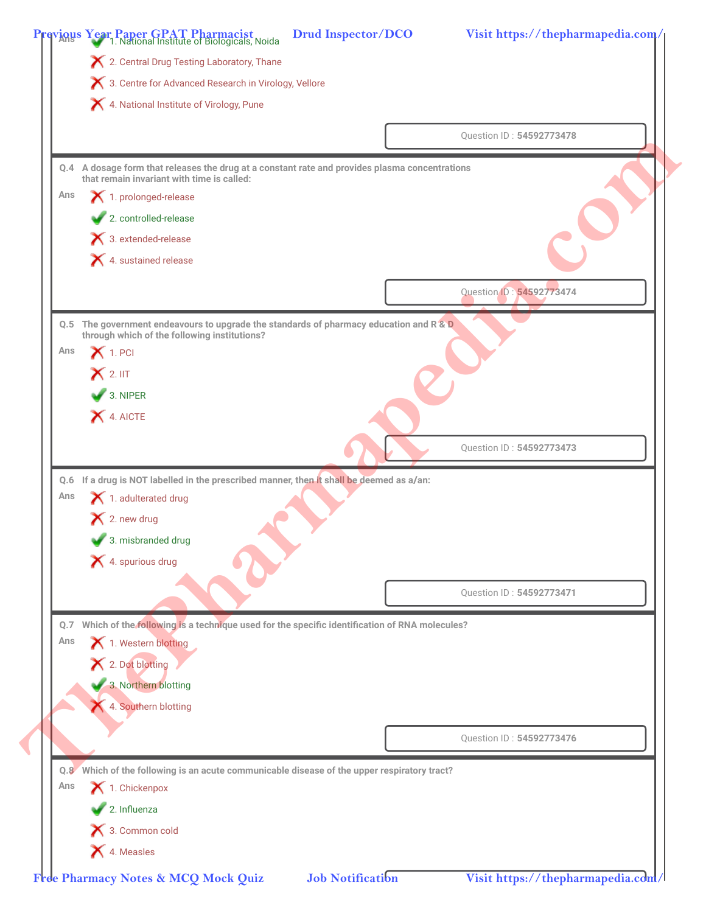Ans ✔ 1. National Institute of Biologicals, Noida

✘ 2. Central Drug Testing Laboratory, Thane

✘ 3. Centre for Advanced Research in Virology, Vellore

✘ 4. National Institute of Virology, Pune

Question ID : **54592773478**

---

**Q.4 A dosage form that releases the drug at a constant rate and provides plasma concentrations that remain invariant with time is called:**

Ans ✘ 1. prolonged-release

✔ 2. controlled-release

✘ 3. extended-release

✘ 4. sustained release

Question ID : **54592773474**

---

**Q.5 The government endeavours to upgrade the standards of pharmacy education and R & D through which of the following institutions?**

Ans ✘ 1. PCI

✘ 2. IIT

✔ 3. NIPER

✘ 4. AICTE

Question ID : **54592773473**

---

**Q.6 If a drug is NOT labelled in the prescribed manner, then it shall be deemed as a/an:**

Ans ✘ 1. adulterated drug

✘ 2. new drug

✔ 3. misbranded drug

✘ 4. spurious drug

Question ID : **54592773471**

---

**Q.7 Which of the following is a technique used for the specific identification of RNA molecules?**

Ans ✘ 1. Western blotting

✘ 2. Dot blotting

✔ 3. Northern blotting

✘ 4. Southern blotting

Question ID : **54592773476**

---

**Q.8 Which of the following is an acute communicable disease of the upper respiratory tract?**

Ans ✘ 1. Chickenpox

✔ 2. Influenza

✘ 3. Common cold

✘ 4. Measles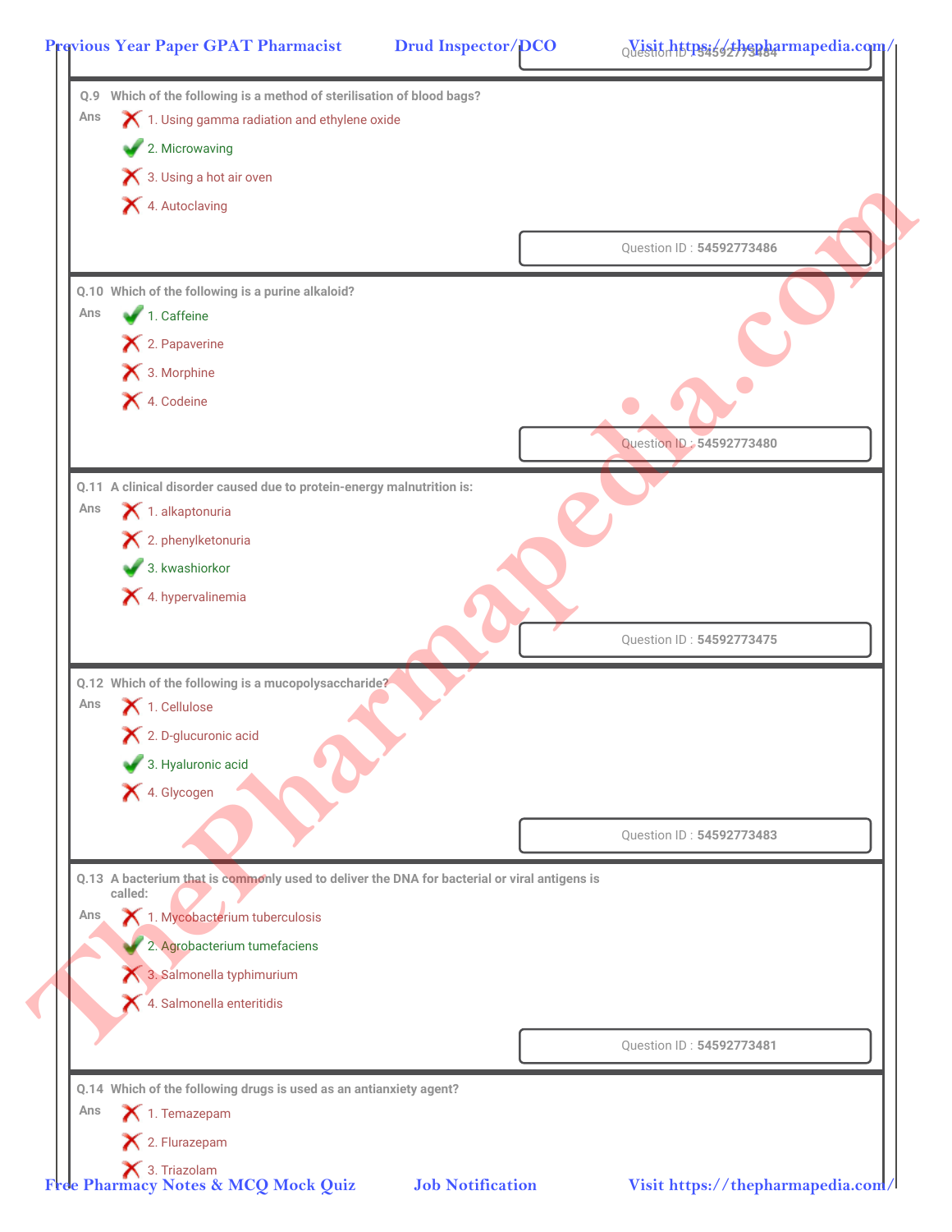Question ID : 54592773484

**Q.9** Which of the following is a method of sterilisation of blood bags?

Ans
- ✗ 1. Using gamma radiation and ethylene oxide
- ✓ 2. Microwaving
- ✗ 3. Using a hot air oven
- ✗ 4. Autoclaving

Question ID : **54592773486**

**Q.10** Which of the following is a purine alkaloid?

Ans
- ✓ 1. Caffeine
- ✗ 2. Papaverine
- ✗ 3. Morphine
- ✗ 4. Codeine

Question ID : **54592773480**

**Q.11** A clinical disorder caused due to protein-energy malnutrition is:

Ans
- ✗ 1. alkaptonuria
- ✗ 2. phenylketonuria
- ✓ 3. kwashiorkor
- ✗ 4. hypervalinemia

Question ID : **54592773475**

**Q.12** Which of the following is a mucopolysaccharide?

Ans
- ✗ 1. Cellulose
- ✗ 2. D-glucuronic acid
- ✓ 3. Hyaluronic acid
- ✗ 4. Glycogen

Question ID : **54592773483**

**Q.13** A bacterium that is commonly used to deliver the DNA for bacterial or viral antigens is called:

Ans
- ✗ 1. Mycobacterium tuberculosis
- ✓ 2. Agrobacterium tumefaciens
- ✗ 3. Salmonella typhimurium
- ✗ 4. Salmonella enteritidis

Question ID : **54592773481**

**Q.14** Which of the following drugs is used as an antianxiety agent?

Ans
- ✗ 1. Temazepam
- ✗ 2. Flurazepam
- ✗ 3. Triazolam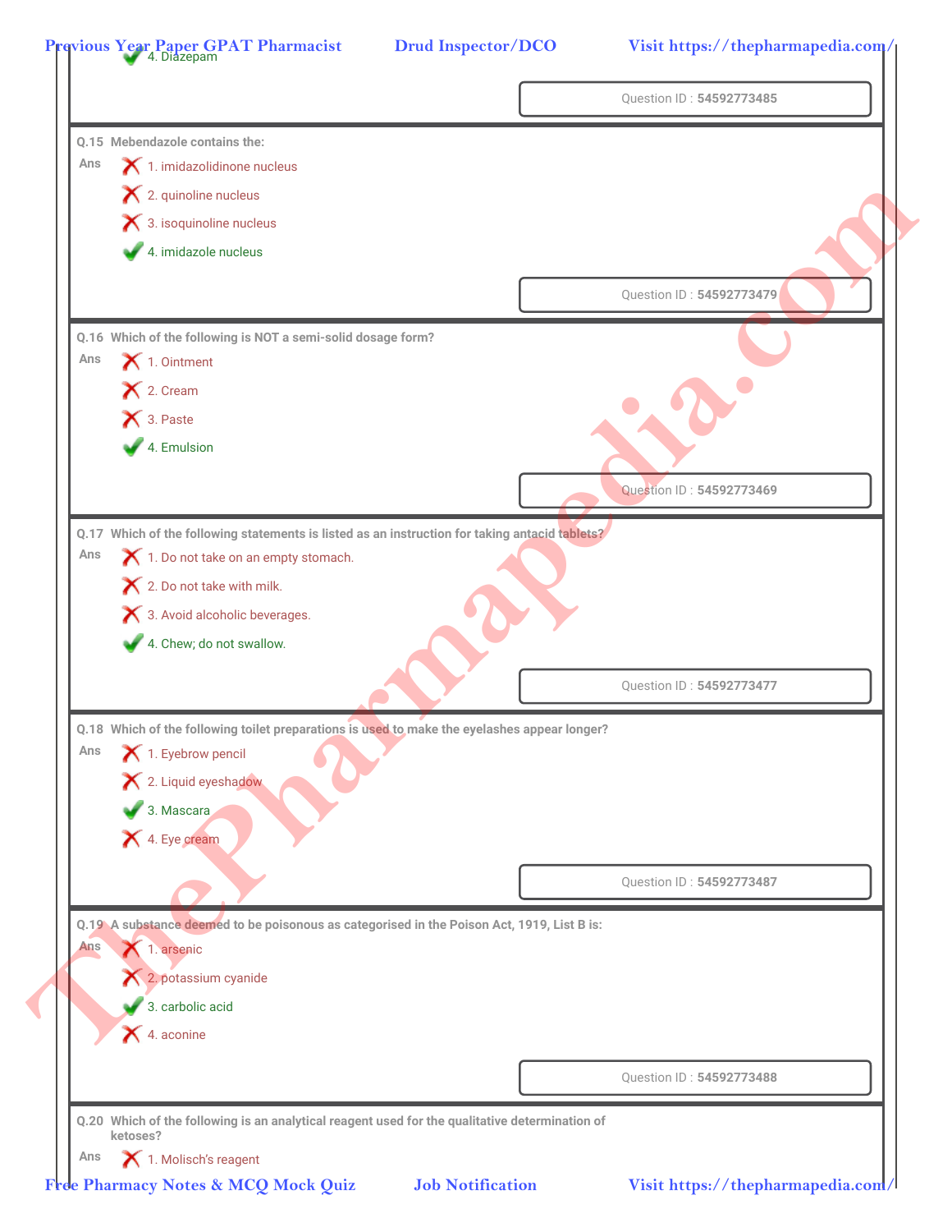✔ 4. Diazepam

Question ID : 54592773485

**Q.15** Mebendazole contains the:

Ans
✘ 1. imidazolidinone nucleus
✘ 2. quinoline nucleus
✘ 3. isoquinoline nucleus
✔ 4. imidazole nucleus

Question ID : 54592773479

**Q.16** Which of the following is NOT a semi-solid dosage form?

Ans
✘ 1. Ointment
✘ 2. Cream
✘ 3. Paste
✔ 4. Emulsion

Question ID : 54592773469

**Q.17** Which of the following statements is listed as an instruction for taking antacid tablets?

Ans
✘ 1. Do not take on an empty stomach.
✘ 2. Do not take with milk.
✘ 3. Avoid alcoholic beverages.
✔ 4. Chew; do not swallow.

Question ID : 54592773477

**Q.18** Which of the following toilet preparations is used to make the eyelashes appear longer?

Ans
✘ 1. Eyebrow pencil
✘ 2. Liquid eyeshadow
✔ 3. Mascara
✘ 4. Eye cream

Question ID : 54592773487

**Q.19** A substance deemed to be poisonous as categorised in the Poison Act, 1919, List B is:

Ans
✘ 1. arsenic
✘ 2. potassium cyanide
✔ 3. carbolic acid
✘ 4. aconine

Question ID : 54592773488

**Q.20** Which of the following is an analytical reagent used for the qualitative determination of ketoses?

Ans
✘ 1. Molisch's reagent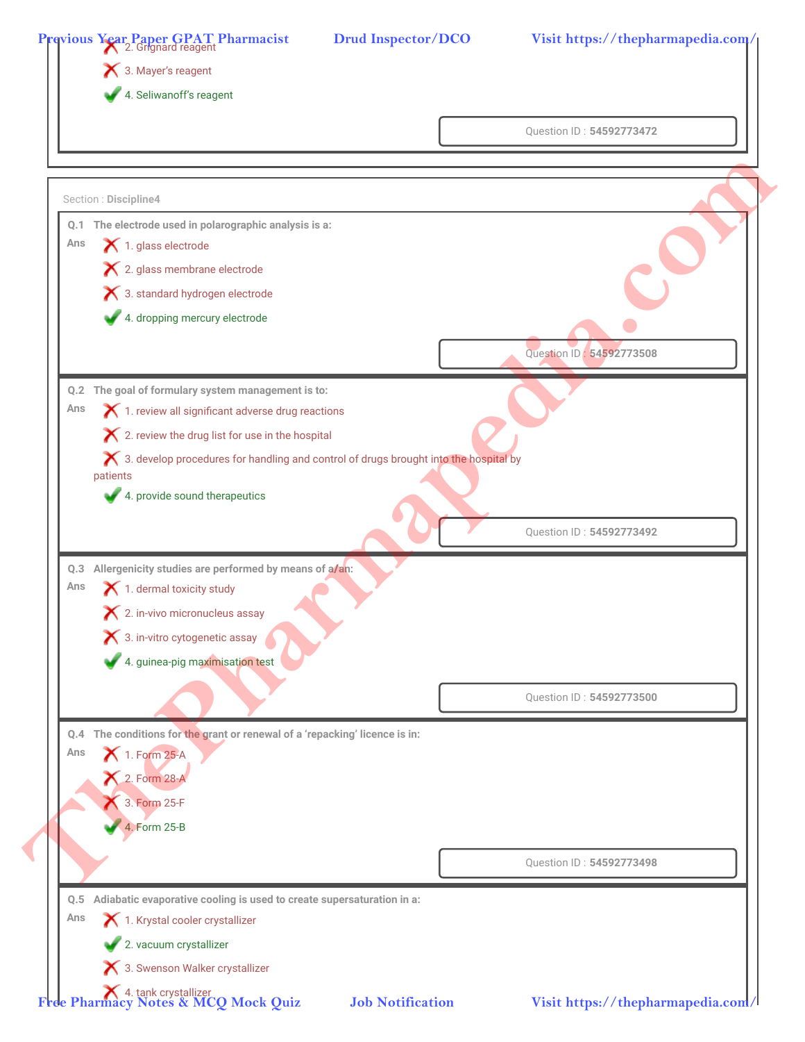2. Grignard reagent

3. Mayer's reagent

4. Seliwanoff's reagent ✔

Question ID : **54592773472**

Section : **Discipline4**

**Q.1 The electrode used in polarographic analysis is a:**

Ans

1. glass electrode

2. glass membrane electrode

3. standard hydrogen electrode

4. dropping mercury electrode ✔

Question ID : **54592773508**

**Q.2 The goal of formulary system management is to:**

Ans

1. review all significant adverse drug reactions

2. review the drug list for use in the hospital

3. develop procedures for handling and control of drugs brought into the hospital by patients

4. provide sound therapeutics ✔

Question ID : **54592773492**

**Q.3 Allergenicity studies are performed by means of a/an:**

Ans

1. dermal toxicity study

2. in-vivo micronucleus assay

3. in-vitro cytogenetic assay

4. guinea-pig maximisation test ✔

Question ID : **54592773500**

**Q.4 The conditions for the grant or renewal of a 'repacking' licence is in:**

Ans

1. Form 25-A

2. Form 28-A

3. Form 25-F

4. Form 25-B ✔

Question ID : **54592773498**

**Q.5 Adiabatic evaporative cooling is used to create supersaturation in a:**

Ans

1. Krystal cooler crystallizer

2. vacuum crystallizer ✔

3. Swenson Walker crystallizer

4. tank crystallizer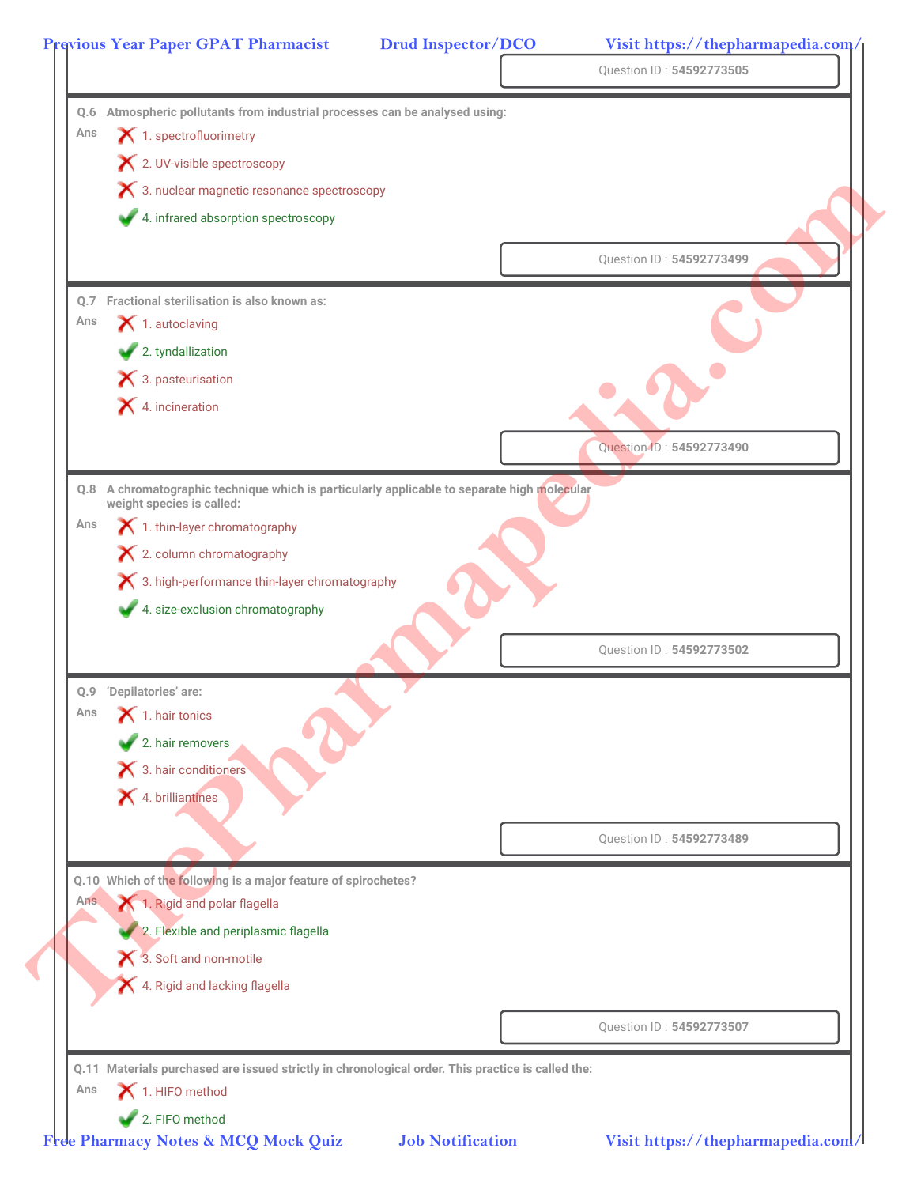Question ID : 54592773505

**Q.6** Atmospheric pollutants from industrial processes can be analysed using:

Ans

- ✗ 1. spectrofluorimetry
- ✗ 2. UV-visible spectroscopy
- ✗ 3. nuclear magnetic resonance spectroscopy
- ✓ 4. infrared absorption spectroscopy

Question ID : 54592773499

**Q.7** Fractional sterilisation is also known as:

Ans

- ✗ 1. autoclaving
- ✓ 2. tyndallization
- ✗ 3. pasteurisation
- ✗ 4. incineration

Question ID : 54592773490

**Q.8** A chromatographic technique which is particularly applicable to separate high molecular weight species is called:

Ans

- ✗ 1. thin-layer chromatography
- ✗ 2. column chromatography
- ✗ 3. high-performance thin-layer chromatography
- ✓ 4. size-exclusion chromatography

Question ID : 54592773502

**Q.9** 'Depilatories' are:

Ans

- ✗ 1. hair tonics
- ✓ 2. hair removers
- ✗ 3. hair conditioners
- ✗ 4. brilliantines

Question ID : 54592773489

**Q.10** Which of the following is a major feature of spirochetes?

Ans

- ✗ 1. Rigid and polar flagella
- ✓ 2. Flexible and periplasmic flagella
- ✗ 3. Soft and non-motile
- ✗ 4. Rigid and lacking flagella

Question ID : 54592773507

**Q.11** Materials purchased are issued strictly in chronological order. This practice is called the:

Ans

- ✗ 1. HIFO method
- ✓ 2. FIFO method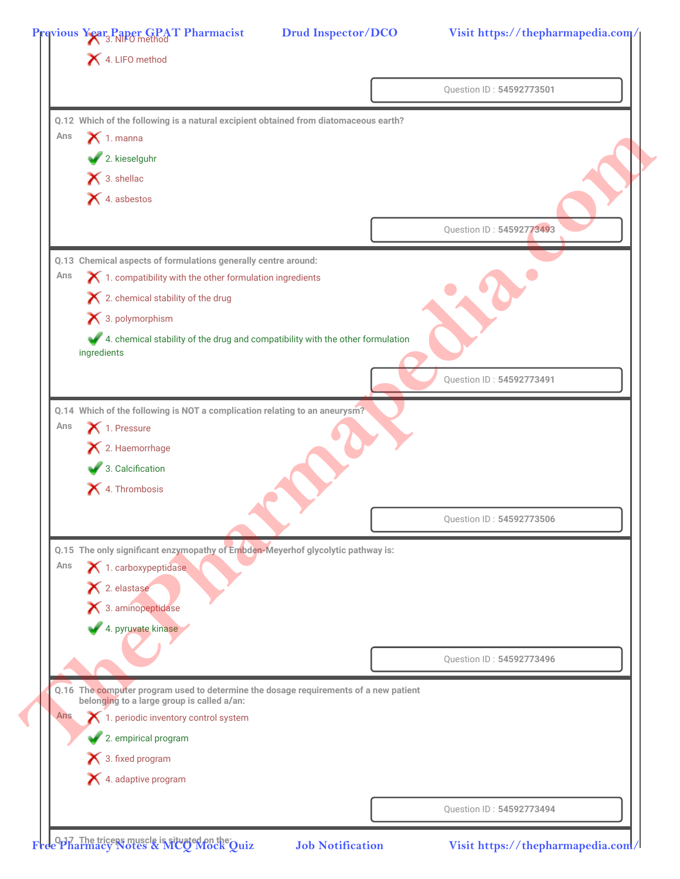3. NIFO method

4. LIFO method

Question ID : **54592773501**

**Q.12 Which of the following is a natural excipient obtained from diatomaceous earth?**

Ans
1. manna
2. kieselguhr ✔
3. shellac
4. asbestos

Question ID : **54592773493**

**Q.13 Chemical aspects of formulations generally centre around:**

Ans
1. compatibility with the other formulation ingredients
2. chemical stability of the drug
3. polymorphism
4. chemical stability of the drug and compatibility with the other formulation ingredients ✔

Question ID : **54592773491**

**Q.14 Which of the following is NOT a complication relating to an aneurysm?**

Ans
1. Pressure
2. Haemorrhage
3. Calcification ✔
4. Thrombosis

Question ID : **54592773506**

**Q.15 The only significant enzymopathy of Embden-Meyerhof glycolytic pathway is:**

Ans
1. carboxypeptidase
2. elastase
3. aminopeptidase
4. pyruvate kinase ✔

Question ID : **54592773496**

**Q.16 The computer program used to determine the dosage requirements of a new patient belonging to a large group is called a/an:**

Ans
1. periodic inventory control system
2. empirical program ✔
3. fixed program
4. adaptive program

Question ID : **54592773494**

**Q.17 The triceps muscle is situated on the:**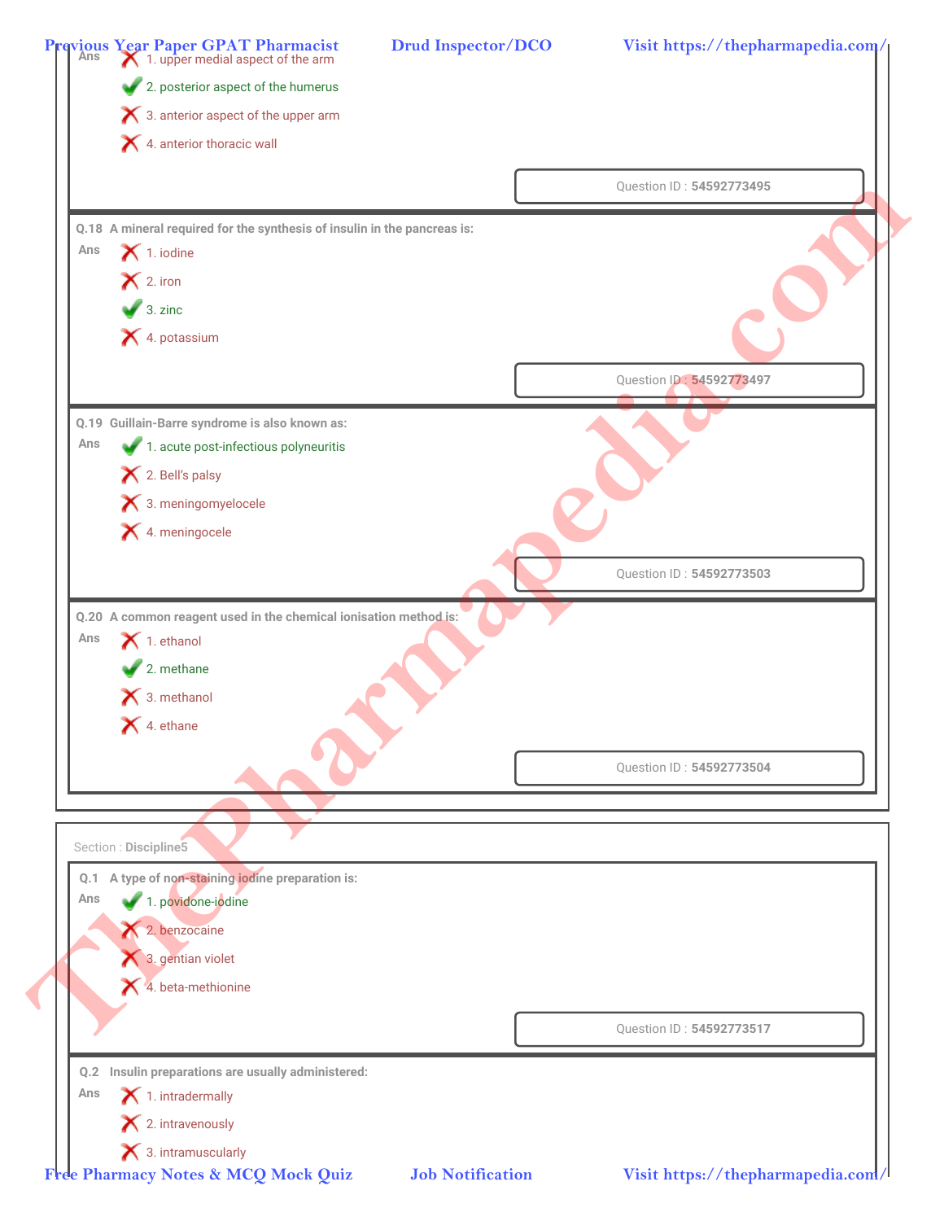Ans
1. upper medial aspect of the arm
✔ 2. posterior aspect of the humerus
3. anterior aspect of the upper arm
4. anterior thoracic wall

Question ID : **54592773495**

**Q.18** A mineral required for the synthesis of insulin in the pancreas is:

Ans
1. iodine
2. iron
✔ 3. zinc
4. potassium

Question ID : **54592773497**

**Q.19** Guillain-Barre syndrome is also known as:

Ans
✔ 1. acute post-infectious polyneuritis
2. Bell's palsy
3. meningomyelocele
4. meningocele

Question ID : **54592773503**

**Q.20** A common reagent used in the chemical ionisation method is:

Ans
1. ethanol
✔ 2. methane
3. methanol
4. ethane

Question ID : **54592773504**

Section : **Discipline5**

**Q.1** A type of non-staining iodine preparation is:

Ans
✔ 1. povidone-iodine
2. benzocaine
3. gentian violet
4. beta-methionine

Question ID : **54592773517**

**Q.2** Insulin preparations are usually administered:

Ans
1. intradermally
2. intravenously
3. intramuscularly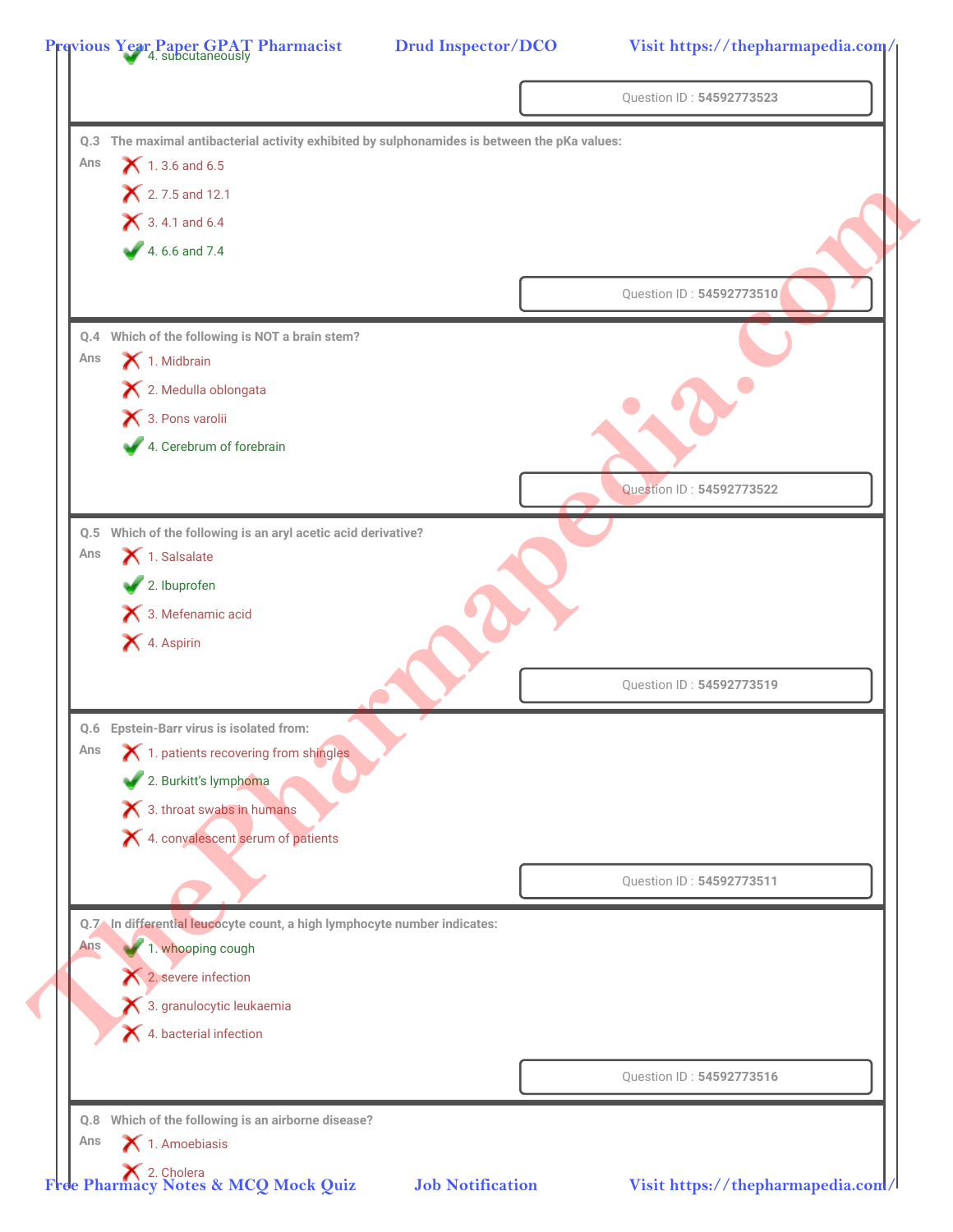✔ 4. subcutaneously

Question ID : **54592773523**

**Q.3 The maximal antibacterial activity exhibited by sulphonamides is between the pKa values:**

Ans
- ✘ 1. 3.6 and 6.5
- ✘ 2. 7.5 and 12.1
- ✘ 3. 4.1 and 6.4
- ✔ 4. 6.6 and 7.4

Question ID : **54592773510**

**Q.4 Which of the following is NOT a brain stem?**

Ans
- ✘ 1. Midbrain
- ✘ 2. Medulla oblongata
- ✘ 3. Pons varolii
- ✔ 4. Cerebrum of forebrain

Question ID : **54592773522**

**Q.5 Which of the following is an aryl acetic acid derivative?**

Ans
- ✘ 1. Salsalate
- ✔ 2. Ibuprofen
- ✘ 3. Mefenamic acid
- ✘ 4. Aspirin

Question ID : **54592773519**

**Q.6 Epstein-Barr virus is isolated from:**

Ans
- ✘ 1. patients recovering from shingles
- ✔ 2. Burkitt's lymphoma
- ✘ 3. throat swabs in humans
- ✘ 4. convalescent serum of patients

Question ID : **54592773511**

**Q.7 In differential leucocyte count, a high lymphocyte number indicates:**

Ans
- ✔ 1. whooping cough
- ✘ 2. severe infection
- ✘ 3. granulocytic leukaemia
- ✘ 4. bacterial infection

Question ID : **54592773516**

**Q.8 Which of the following is an airborne disease?**

Ans
- ✘ 1. Amoebiasis
- ✘ 2. Cholera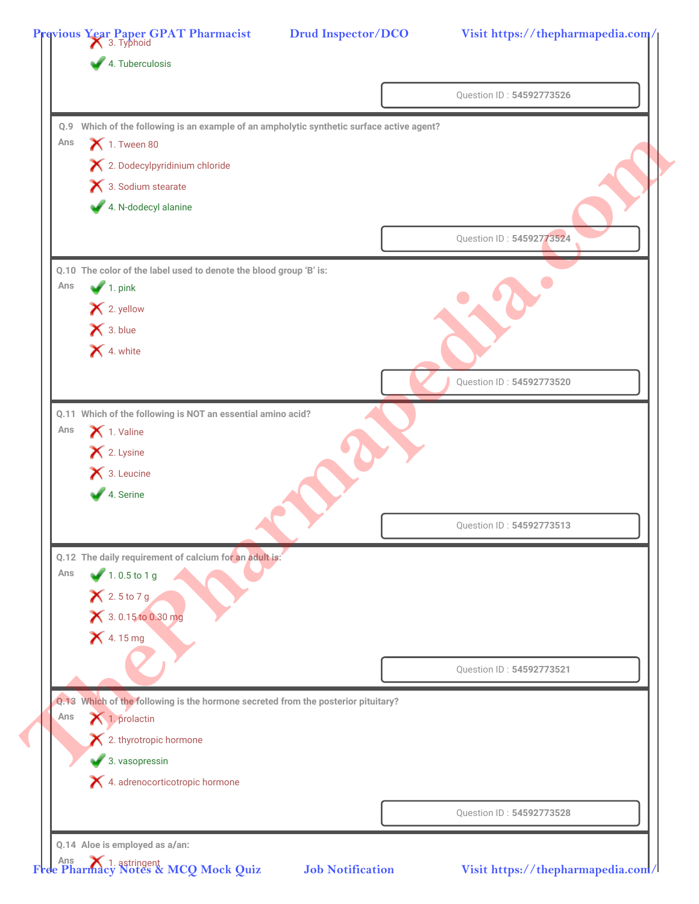3. Typhoid

4. Tuberculosis ✔

Question ID : 54592773526

**Q.9** Which of the following is an example of an ampholytic synthetic surface active agent?

Ans
1. Tween 80
2. Dodecylpyridinium chloride
3. Sodium stearate
4. N-dodecyl alanine ✔

Question ID : 54592773524

**Q.10** The color of the label used to denote the blood group 'B' is:

Ans
1. pink ✔
2. yellow
3. blue
4. white

Question ID : 54592773520

**Q.11** Which of the following is NOT an essential amino acid?

Ans
1. Valine
2. Lysine
3. Leucine
4. Serine ✔

Question ID : 54592773513

**Q.12** The daily requirement of calcium for an adult is:

Ans
1. 0.5 to 1 g ✔
2. 5 to 7 g
3. 0.15 to 0.30 mg
4. 15 mg

Question ID : 54592773521

**Q.13** Which of the following is the hormone secreted from the posterior pituitary?

Ans
1. prolactin
2. thyrotropic hormone
3. vasopressin ✔
4. adrenocorticotropic hormone

Question ID : 54592773528

**Q.14** Aloe is employed as a/an:

Ans
1. astringent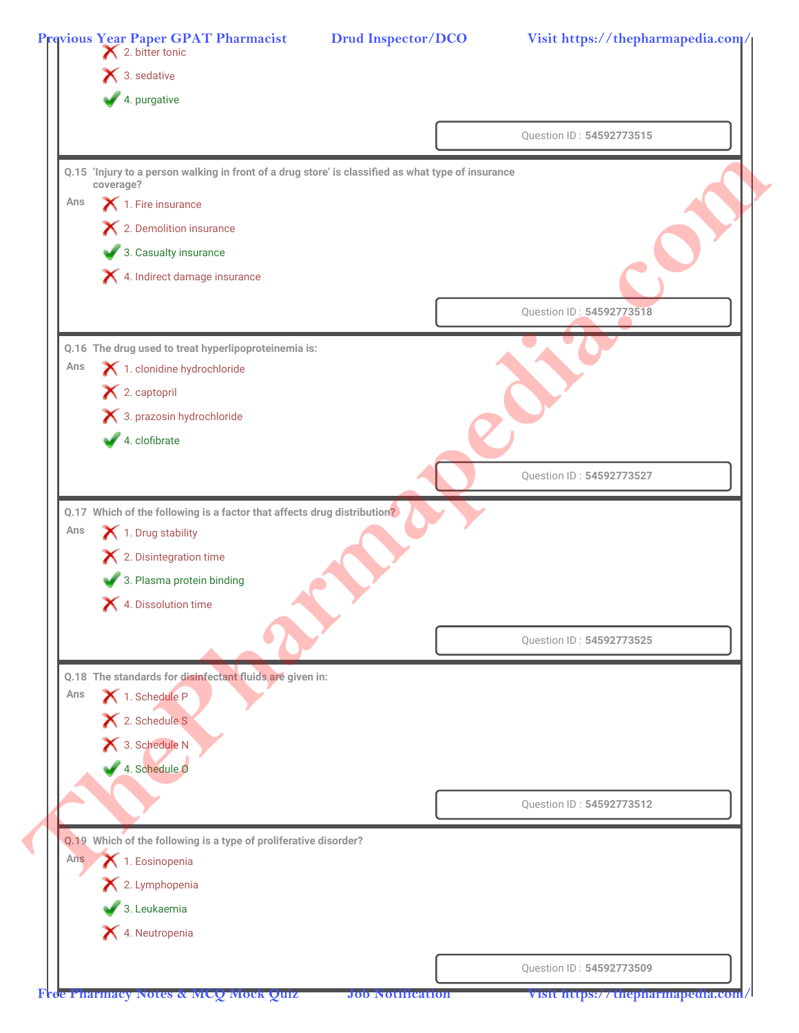2. bitter tonic
3. sedative
4. purgative ✔

Question ID : **54592773515**

---

**Q.15** 'Injury to a person walking in front of a drug store' is classified as what type of insurance coverage?

Ans
1. Fire insurance
2. Demolition insurance
3. Casualty insurance ✔
4. Indirect damage insurance

Question ID : **54592773518**

---

**Q.16** The drug used to treat hyperlipoproteinemia is:

Ans
1. clonidine hydrochloride
2. captopril
3. prazosin hydrochloride
4. clofibrate ✔

Question ID : **54592773527**

---

**Q.17** Which of the following is a factor that affects drug distribution?

Ans
1. Drug stability
2. Disintegration time
3. Plasma protein binding ✔
4. Dissolution time

Question ID : **54592773525**

---

**Q.18** The standards for disinfectant fluids are given in:

Ans
1. Schedule P
2. Schedule S
3. Schedule N
4. Schedule O ✔

Question ID : **54592773512**

---

**Q.19** Which of the following is a type of proliferative disorder?

Ans
1. Eosinopenia
2. Lymphopenia
3. Leukaemia ✔
4. Neutropenia

Question ID : **54592773509**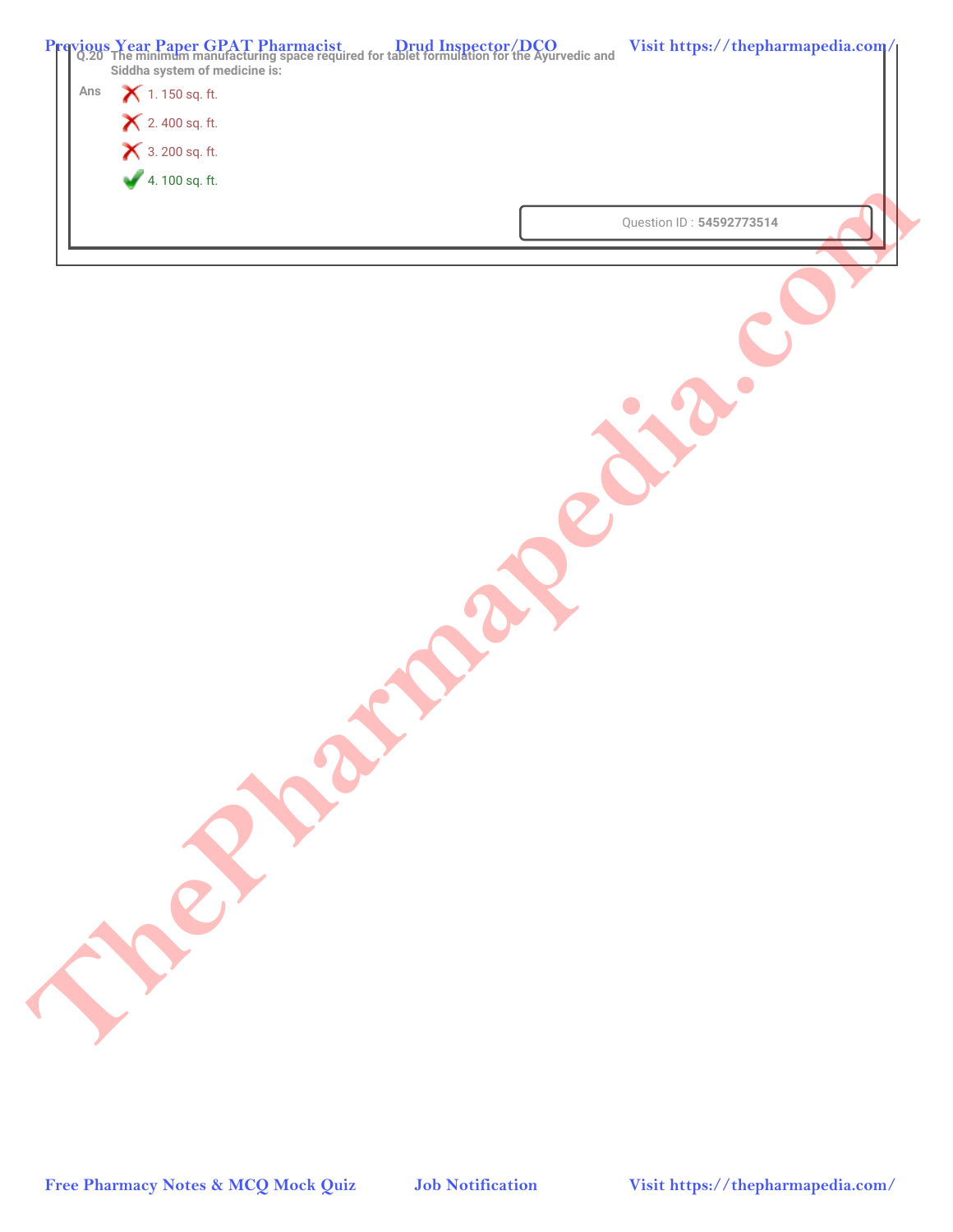Q.20 The minimum manufacturing space required for tablet formulation for the Ayurvedic and Siddha system of medicine is:

Ans

1. 150 sq. ft.
2. 400 sq. ft.
3. 200 sq. ft.
4. 100 sq. ft. ✔

Question ID : 54592773514